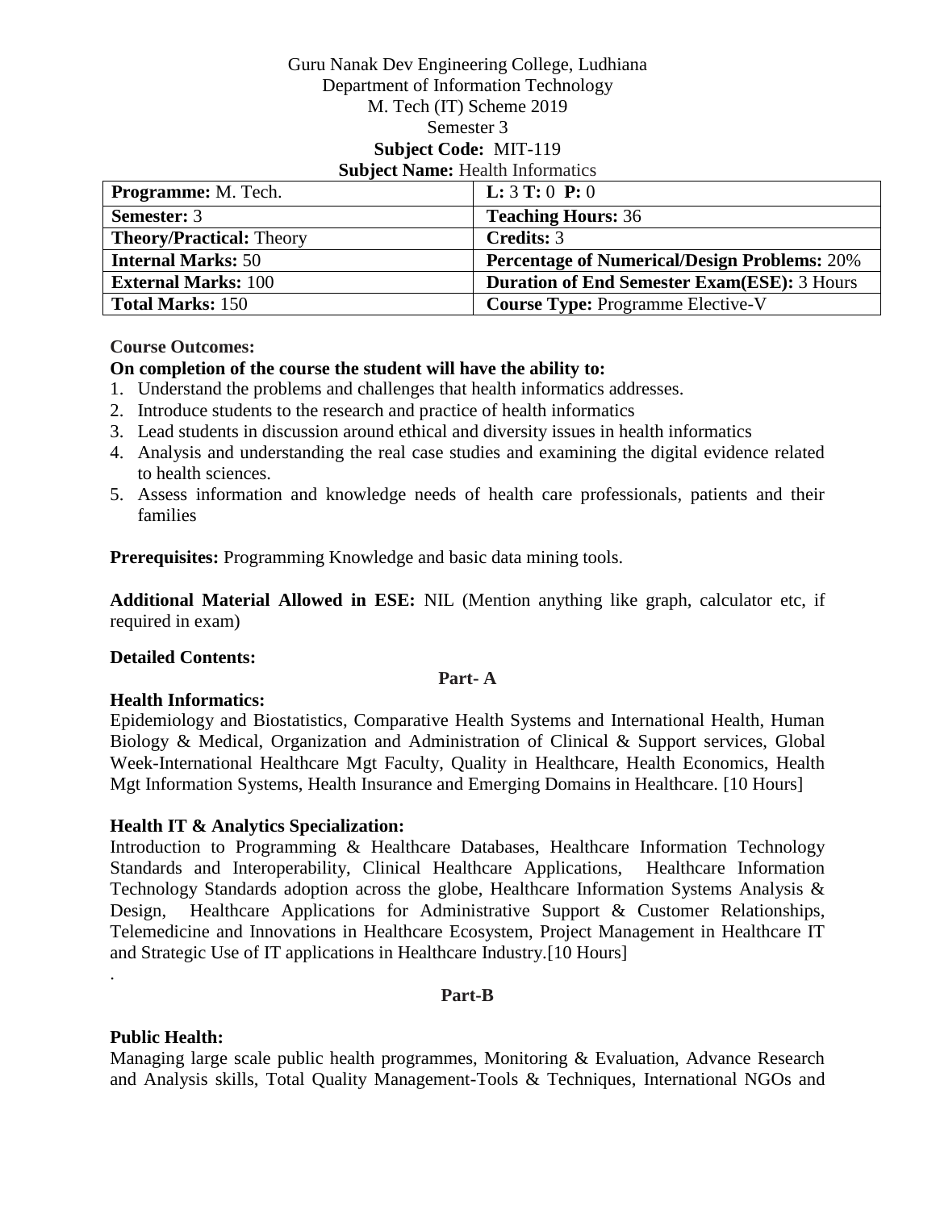Guru Nanak Dev Engineering College, Ludhiana
Department of Information Technology
M. Tech (IT) Scheme 2019
Semester 3
**Subject Code:** MIT-119
**Subject Name:** Health Informatics

| **Programme:** M. Tech. | **L:** 3 **T:** 0 **P:** 0 |
|---|---|
| **Semester:** 3 | **Teaching Hours:** 36 |
| **Theory/Practical:** Theory | **Credits:** 3 |
| **Internal Marks:** 50 | **Percentage of Numerical/Design Problems:** 20% |
| **External Marks:** 100 | **Duration of End Semester Exam(ESE):** 3 Hours |
| **Total Marks:** 150 | **Course Type:** Programme Elective-V |

**Course Outcomes:**

**On completion of the course the student will have the ability to:**

1. Understand the problems and challenges that health informatics addresses.
2. Introduce students to the research and practice of health informatics
3. Lead students in discussion around ethical and diversity issues in health informatics
4. Analysis and understanding the real case studies and examining the digital evidence related to health sciences.
5. Assess information and knowledge needs of health care professionals, patients and their families

**Prerequisites:** Programming Knowledge and basic data mining tools.

**Additional Material Allowed in ESE:** NIL (Mention anything like graph, calculator etc, if required in exam)

**Detailed Contents:**

**Part- A**

**Health Informatics:**
Epidemiology and Biostatistics, Comparative Health Systems and International Health, Human Biology & Medical, Organization and Administration of Clinical & Support services, Global Week-International Healthcare Mgt Faculty, Quality in Healthcare, Health Economics, Health Mgt Information Systems, Health Insurance and Emerging Domains in Healthcare. [10 Hours]

**Health IT & Analytics Specialization:**
Introduction to Programming & Healthcare Databases, Healthcare Information Technology Standards and Interoperability, Clinical Healthcare Applications, Healthcare Information Technology Standards adoption across the globe, Healthcare Information Systems Analysis & Design, Healthcare Applications for Administrative Support & Customer Relationships, Telemedicine and Innovations in Healthcare Ecosystem, Project Management in Healthcare IT and Strategic Use of IT applications in Healthcare Industry.[10 Hours]

.

**Part-B**

**Public Health:**
Managing large scale public health programmes, Monitoring & Evaluation, Advance Research and Analysis skills, Total Quality Management-Tools & Techniques, International NGOs and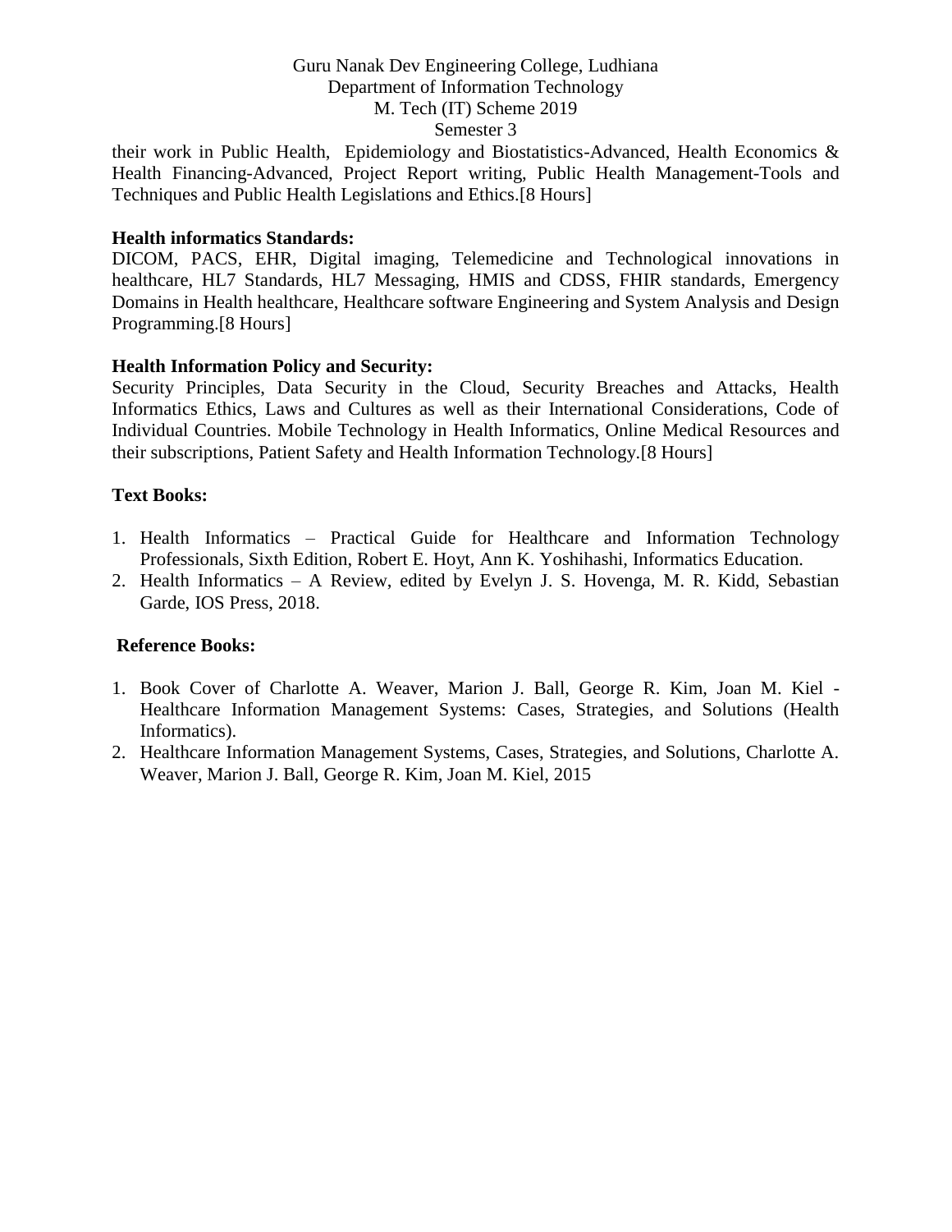their work in Public Health, Epidemiology and Biostatistics-Advanced, Health Economics & Health Financing-Advanced, Project Report writing, Public Health Management-Tools and Techniques and Public Health Legislations and Ethics.[8 Hours]

**Health informatics Standards:**

DICOM, PACS, EHR, Digital imaging, Telemedicine and Technological innovations in healthcare, HL7 Standards, HL7 Messaging, HMIS and CDSS, FHIR standards, Emergency Domains in Health healthcare, Healthcare software Engineering and System Analysis and Design Programming.[8 Hours]

**Health Information Policy and Security:**

Security Principles, Data Security in the Cloud, Security Breaches and Attacks, Health Informatics Ethics, Laws and Cultures as well as their International Considerations, Code of Individual Countries. Mobile Technology in Health Informatics, Online Medical Resources and their subscriptions, Patient Safety and Health Information Technology.[8 Hours]

**Text Books:**

1. Health Informatics – Practical Guide for Healthcare and Information Technology Professionals, Sixth Edition, Robert E. Hoyt, Ann K. Yoshihashi, Informatics Education.
2. Health Informatics – A Review, edited by Evelyn J. S. Hovenga, M. R. Kidd, Sebastian Garde, IOS Press, 2018.

**Reference Books:**

1. Book Cover of Charlotte A. Weaver, Marion J. Ball, George R. Kim, Joan M. Kiel - Healthcare Information Management Systems: Cases, Strategies, and Solutions (Health Informatics).
2. Healthcare Information Management Systems, Cases, Strategies, and Solutions, Charlotte A. Weaver, Marion J. Ball, George R. Kim, Joan M. Kiel, 2015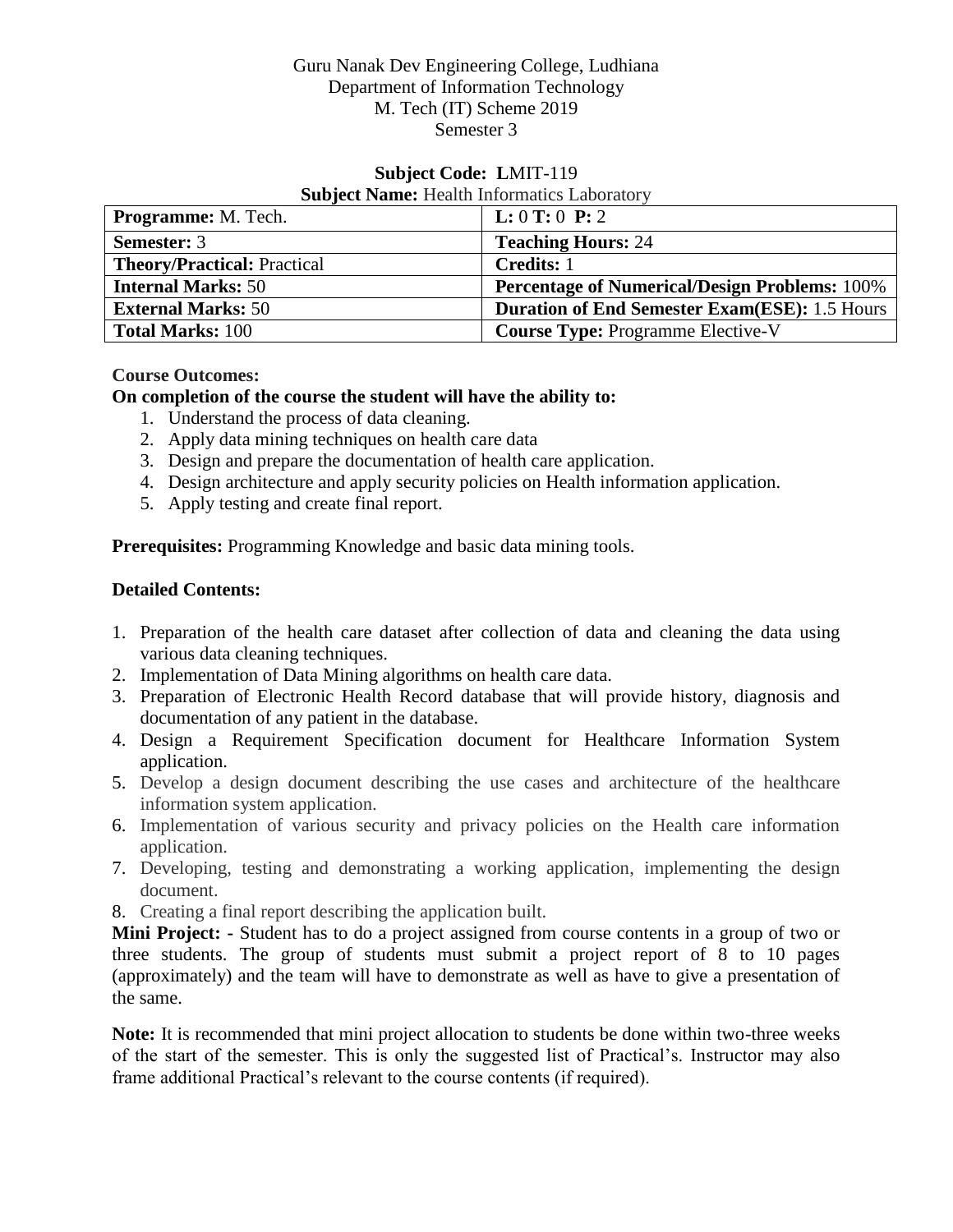Guru Nanak Dev Engineering College, Ludhiana
Department of Information Technology
M. Tech (IT) Scheme 2019
Semester 3

**Subject Code: L**MIT-119

**Subject Name:** Health Informatics Laboratory

| **Programme:** M. Tech. | **L:** 0 **T:** 0 **P:** 2 |
|---|---|
| **Semester:** 3 | **Teaching Hours:** 24 |
| **Theory/Practical:** Practical | **Credits:** 1 |
| **Internal Marks:** 50 | **Percentage of Numerical/Design Problems:** 100% |
| **External Marks:** 50 | **Duration of End Semester Exam(ESE):** 1.5 Hours |
| **Total Marks:** 100 | **Course Type:** Programme Elective-V |

**Course Outcomes:**

**On completion of the course the student will have the ability to:**

1. Understand the process of data cleaning.
2. Apply data mining techniques on health care data
3. Design and prepare the documentation of health care application.
4. Design architecture and apply security policies on Health information application.
5. Apply testing and create final report.

**Prerequisites:** Programming Knowledge and basic data mining tools.

**Detailed Contents:**

1. Preparation of the health care dataset after collection of data and cleaning the data using various data cleaning techniques.
2. Implementation of Data Mining algorithms on health care data.
3. Preparation of Electronic Health Record database that will provide history, diagnosis and documentation of any patient in the database.
4. Design a Requirement Specification document for Healthcare Information System application.
5. Develop a design document describing the use cases and architecture of the healthcare information system application.
6. Implementation of various security and privacy policies on the Health care information application.
7. Developing, testing and demonstrating a working application, implementing the design document.
8. Creating a final report describing the application built.

**Mini Project: -** Student has to do a project assigned from course contents in a group of two or three students. The group of students must submit a project report of 8 to 10 pages (approximately) and the team will have to demonstrate as well as have to give a presentation of the same.

**Note:** It is recommended that mini project allocation to students be done within two-three weeks of the start of the semester. This is only the suggested list of Practical's. Instructor may also frame additional Practical's relevant to the course contents (if required).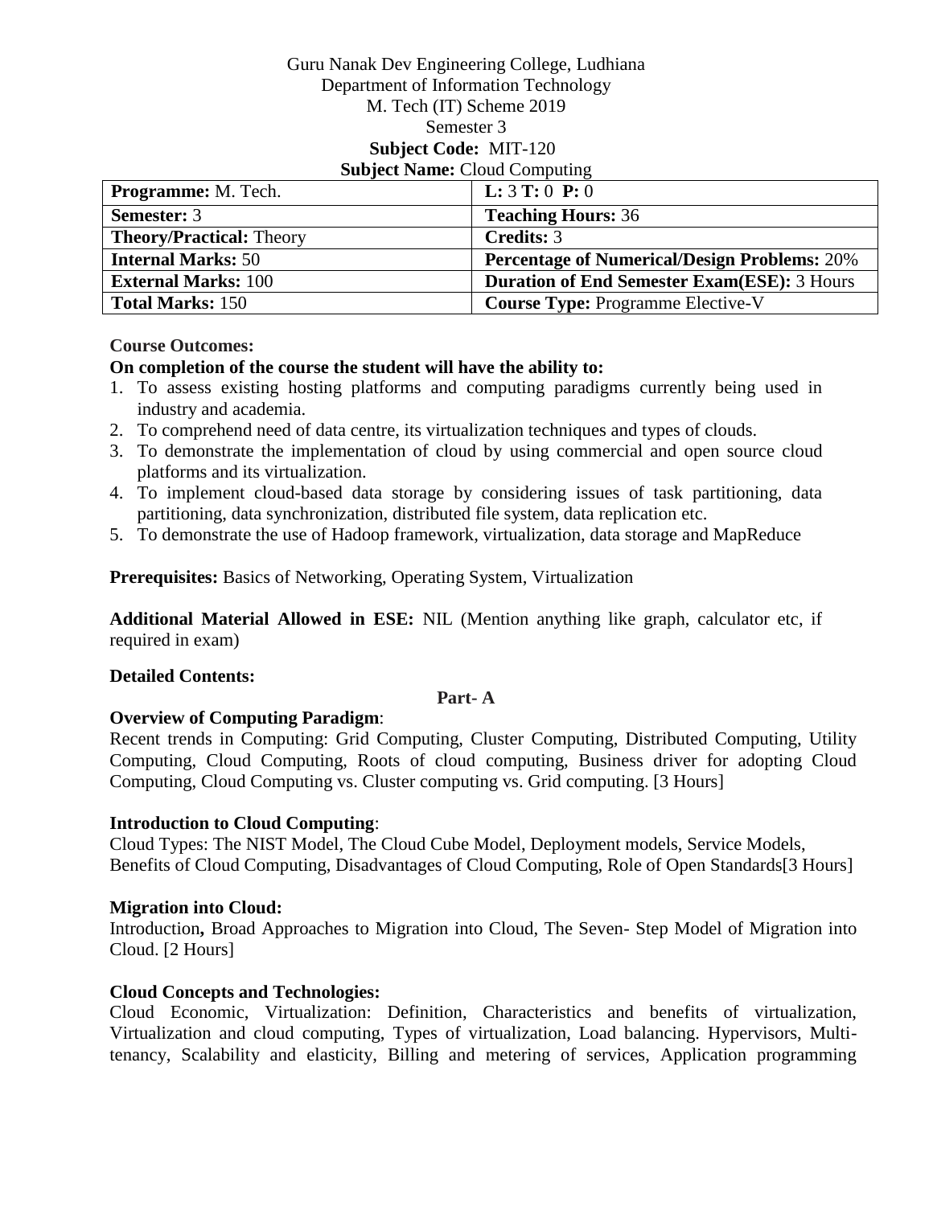Guru Nanak Dev Engineering College, Ludhiana
Department of Information Technology
M. Tech (IT) Scheme 2019
Semester 3
**Subject Code:** MIT-120
**Subject Name:** Cloud Computing

| **Programme:** M. Tech. | **L:** 3 **T:** 0 **P:** 0 |
|---|---|
| **Semester:** 3 | **Teaching Hours:** 36 |
| **Theory/Practical:** Theory | **Credits:** 3 |
| **Internal Marks:** 50 | **Percentage of Numerical/Design Problems:** 20% |
| **External Marks:** 100 | **Duration of End Semester Exam(ESE):** 3 Hours |
| **Total Marks:** 150 | **Course Type:** Programme Elective-V |

**Course Outcomes:**

**On completion of the course the student will have the ability to:**

1. To assess existing hosting platforms and computing paradigms currently being used in industry and academia.
2. To comprehend need of data centre, its virtualization techniques and types of clouds.
3. To demonstrate the implementation of cloud by using commercial and open source cloud platforms and its virtualization.
4. To implement cloud-based data storage by considering issues of task partitioning, data partitioning, data synchronization, distributed file system, data replication etc.
5. To demonstrate the use of Hadoop framework, virtualization, data storage and MapReduce

**Prerequisites:** Basics of Networking, Operating System, Virtualization

**Additional Material Allowed in ESE:** NIL (Mention anything like graph, calculator etc, if required in exam)

**Detailed Contents:**

**Part- A**

**Overview of Computing Paradigm**:
Recent trends in Computing: Grid Computing, Cluster Computing, Distributed Computing, Utility Computing, Cloud Computing, Roots of cloud computing, Business driver for adopting Cloud Computing, Cloud Computing vs. Cluster computing vs. Grid computing. [3 Hours]

**Introduction to Cloud Computing**:
Cloud Types: The NIST Model, The Cloud Cube Model, Deployment models, Service Models, Benefits of Cloud Computing, Disadvantages of Cloud Computing, Role of Open Standards[3 Hours]

**Migration into Cloud:**
Introduction**,** Broad Approaches to Migration into Cloud, The Seven- Step Model of Migration into Cloud. [2 Hours]

**Cloud Concepts and Technologies:**
Cloud Economic, Virtualization: Definition, Characteristics and benefits of virtualization, Virtualization and cloud computing, Types of virtualization, Load balancing. Hypervisors, Multi-tenancy, Scalability and elasticity, Billing and metering of services, Application programming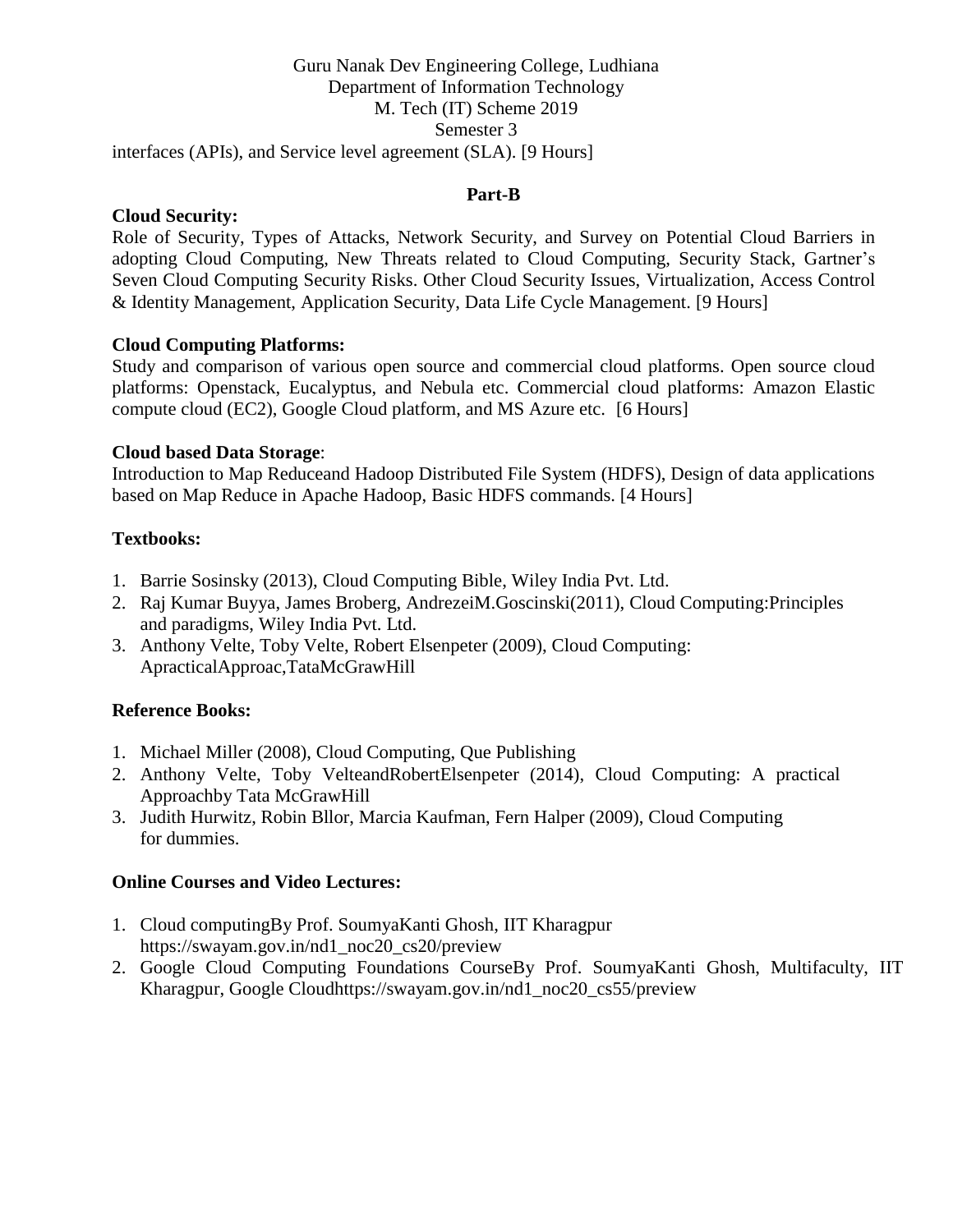interfaces (APIs), and Service level agreement (SLA). [9 Hours]

**Part-B**

**Cloud Security:**

Role of Security, Types of Attacks, Network Security, and Survey on Potential Cloud Barriers in adopting Cloud Computing, New Threats related to Cloud Computing, Security Stack, Gartner's Seven Cloud Computing Security Risks. Other Cloud Security Issues, Virtualization, Access Control & Identity Management, Application Security, Data Life Cycle Management. [9 Hours]

**Cloud Computing Platforms:**

Study and comparison of various open source and commercial cloud platforms. Open source cloud platforms: Openstack, Eucalyptus, and Nebula etc. Commercial cloud platforms: Amazon Elastic compute cloud (EC2), Google Cloud platform, and MS Azure etc. [6 Hours]

**Cloud based Data Storage**:

Introduction to Map Reduceand Hadoop Distributed File System (HDFS), Design of data applications based on Map Reduce in Apache Hadoop, Basic HDFS commands. [4 Hours]

**Textbooks:**

1. Barrie Sosinsky (2013), Cloud Computing Bible, Wiley India Pvt. Ltd.
2. Raj Kumar Buyya, James Broberg, AndrezeiM.Goscinski(2011), Cloud Computing:Principles and paradigms, Wiley India Pvt. Ltd.
3. Anthony Velte, Toby Velte, Robert Elsenpeter (2009), Cloud Computing: ApracticalApproac,TataMcGrawHill

**Reference Books:**

1. Michael Miller (2008), Cloud Computing, Que Publishing
2. Anthony Velte, Toby VelteandRobertElsenpeter (2014), Cloud Computing: A practical Approachby Tata McGrawHill
3. Judith Hurwitz, Robin Bllor, Marcia Kaufman, Fern Halper (2009), Cloud Computing for dummies.

**Online Courses and Video Lectures:**

1. Cloud computingBy Prof. SoumyaKanti Ghosh, IIT Kharagpur https://swayam.gov.in/nd1_noc20_cs20/preview
2. Google Cloud Computing Foundations CourseBy Prof. SoumyaKanti Ghosh, Multifaculty, IIT Kharagpur, Google Cloudhttps://swayam.gov.in/nd1_noc20_cs55/preview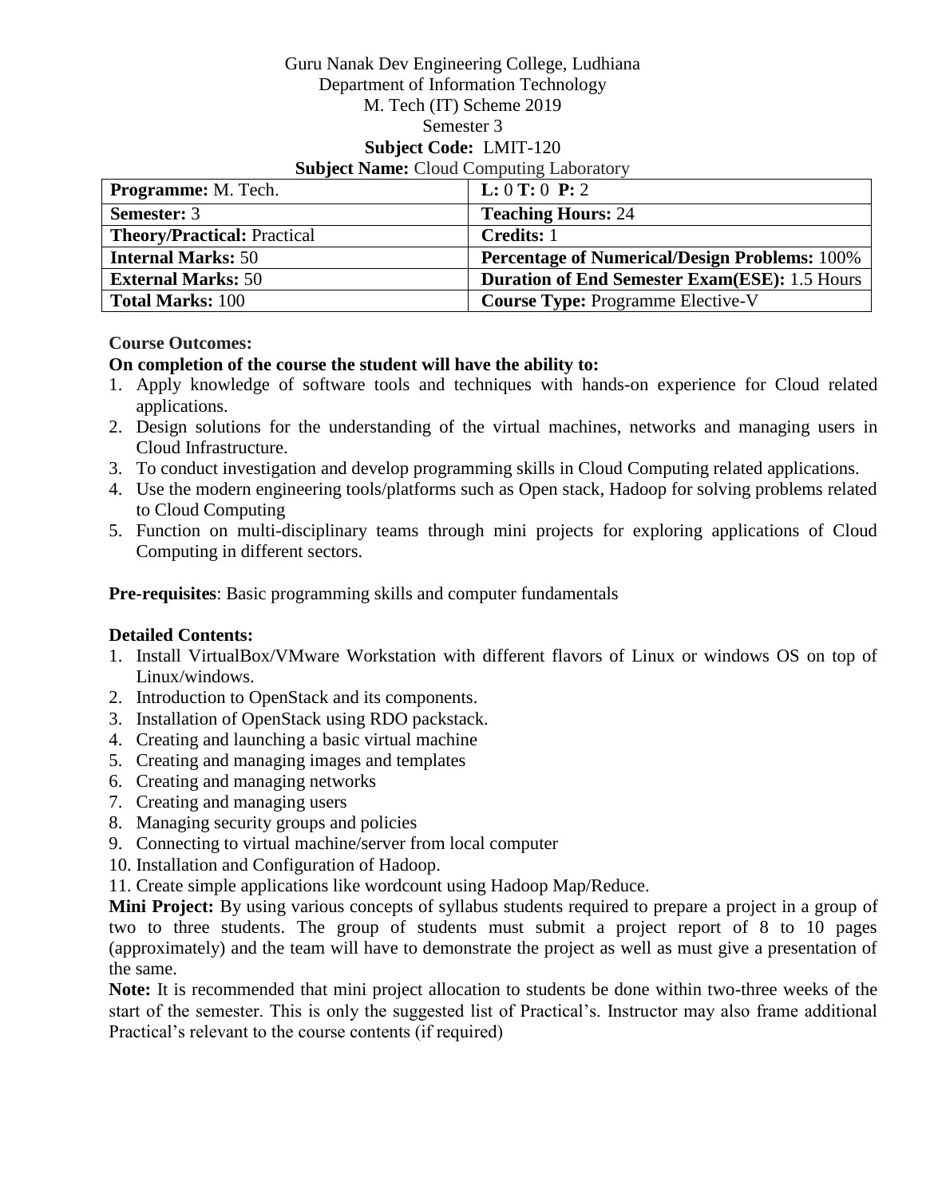Guru Nanak Dev Engineering College, Ludhiana
Department of Information Technology
M. Tech (IT) Scheme 2019
Semester 3
**Subject Code:** LMIT-120
**Subject Name:** Cloud Computing Laboratory

| **Programme:** M. Tech. | **L:** 0 **T:** 0 **P:** 2 |
| --- | --- |
| **Semester:** 3 | **Teaching Hours:** 24 |
| **Theory/Practical:** Practical | **Credits:** 1 |
| **Internal Marks:** 50 | **Percentage of Numerical/Design Problems:** 100% |
| **External Marks:** 50 | **Duration of End Semester Exam(ESE):** 1.5 Hours |
| **Total Marks:** 100 | **Course Type:** Programme Elective-V |

**Course Outcomes:**

**On completion of the course the student will have the ability to:**

1. Apply knowledge of software tools and techniques with hands-on experience for Cloud related applications.
2. Design solutions for the understanding of the virtual machines, networks and managing users in Cloud Infrastructure.
3. To conduct investigation and develop programming skills in Cloud Computing related applications.
4. Use the modern engineering tools/platforms such as Open stack, Hadoop for solving problems related to Cloud Computing
5. Function on multi-disciplinary teams through mini projects for exploring applications of Cloud Computing in different sectors.

**Pre-requisites**: Basic programming skills and computer fundamentals

**Detailed Contents:**

1. Install VirtualBox/VMware Workstation with different flavors of Linux or windows OS on top of Linux/windows.
2. Introduction to OpenStack and its components.
3. Installation of OpenStack using RDO packstack.
4. Creating and launching a basic virtual machine
5. Creating and managing images and templates
6. Creating and managing networks
7. Creating and managing users
8. Managing security groups and policies
9. Connecting to virtual machine/server from local computer
10. Installation and Configuration of Hadoop.
11. Create simple applications like wordcount using Hadoop Map/Reduce.

**Mini Project:** By using various concepts of syllabus students required to prepare a project in a group of two to three students. The group of students must submit a project report of 8 to 10 pages (approximately) and the team will have to demonstrate the project as well as must give a presentation of the same.

**Note:** It is recommended that mini project allocation to students be done within two-three weeks of the start of the semester. This is only the suggested list of Practical's. Instructor may also frame additional Practical's relevant to the course contents (if required)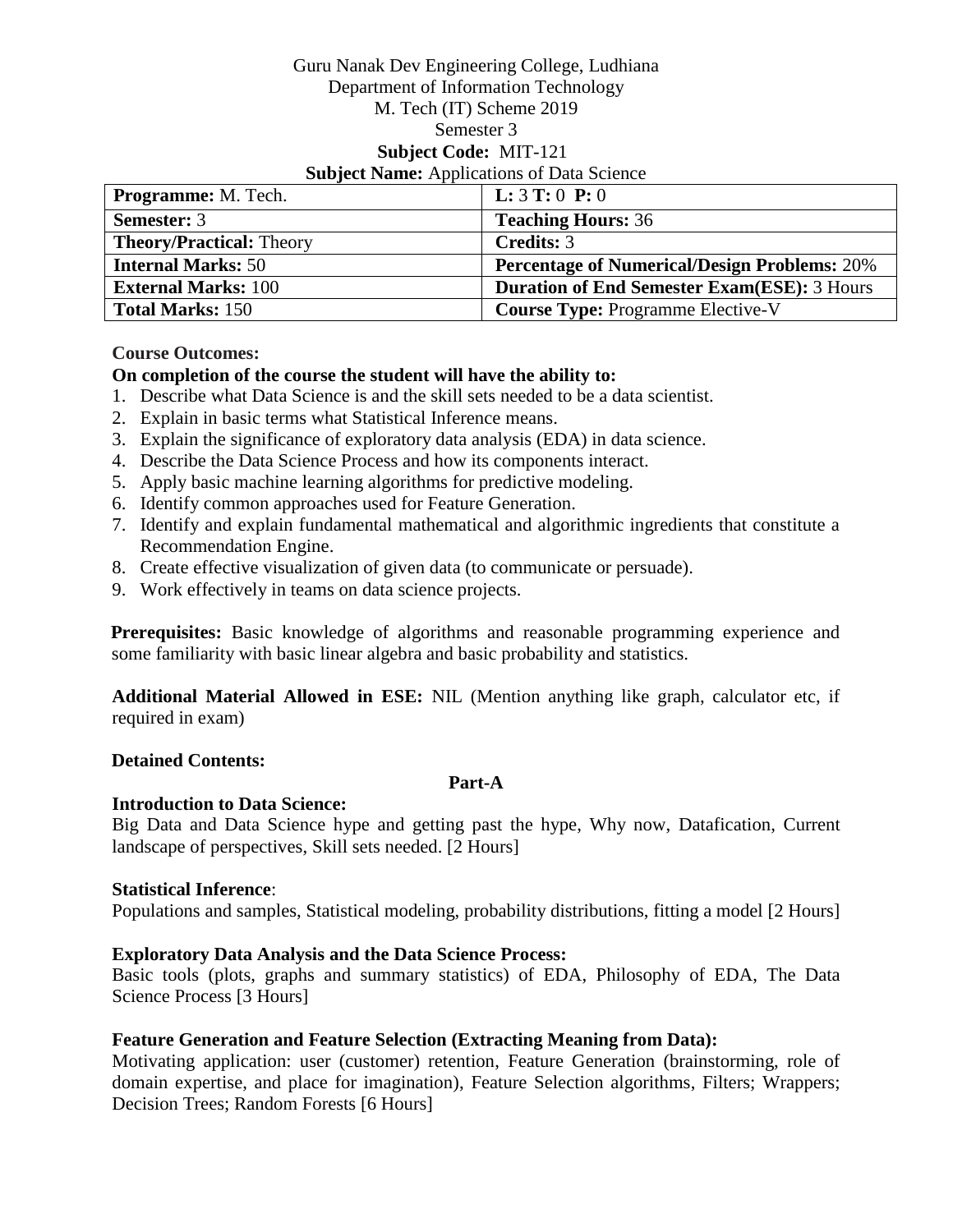Guru Nanak Dev Engineering College, Ludhiana
Department of Information Technology
M. Tech (IT) Scheme 2019
Semester 3

**Subject Code:** MIT-121

**Subject Name:** Applications of Data Science

| **Programme:** M. Tech. | **L:** 3 **T:** 0 **P:** 0 |
|---|---|
| **Semester:** 3 | **Teaching Hours:** 36 |
| **Theory/Practical:** Theory | **Credits:** 3 |
| **Internal Marks:** 50 | **Percentage of Numerical/Design Problems:** 20% |
| **External Marks:** 100 | **Duration of End Semester Exam(ESE):** 3 Hours |
| **Total Marks:** 150 | **Course Type:** Programme Elective-V |

**Course Outcomes:**

**On completion of the course the student will have the ability to:**

1. Describe what Data Science is and the skill sets needed to be a data scientist.
2. Explain in basic terms what Statistical Inference means.
3. Explain the significance of exploratory data analysis (EDA) in data science.
4. Describe the Data Science Process and how its components interact.
5. Apply basic machine learning algorithms for predictive modeling.
6. Identify common approaches used for Feature Generation.
7. Identify and explain fundamental mathematical and algorithmic ingredients that constitute a Recommendation Engine.
8. Create effective visualization of given data (to communicate or persuade).
9. Work effectively in teams on data science projects.

**Prerequisites:** Basic knowledge of algorithms and reasonable programming experience and some familiarity with basic linear algebra and basic probability and statistics.

**Additional Material Allowed in ESE:** NIL (Mention anything like graph, calculator etc, if required in exam)

**Detained Contents:**

**Part-A**

**Introduction to Data Science:**
Big Data and Data Science hype and getting past the hype, Why now, Datafication, Current landscape of perspectives, Skill sets needed. [2 Hours]

**Statistical Inference**:
Populations and samples, Statistical modeling, probability distributions, fitting a model [2 Hours]

**Exploratory Data Analysis and the Data Science Process:**
Basic tools (plots, graphs and summary statistics) of EDA, Philosophy of EDA, The Data Science Process [3 Hours]

**Feature Generation and Feature Selection (Extracting Meaning from Data):**
Motivating application: user (customer) retention, Feature Generation (brainstorming, role of domain expertise, and place for imagination), Feature Selection algorithms, Filters; Wrappers; Decision Trees; Random Forests [6 Hours]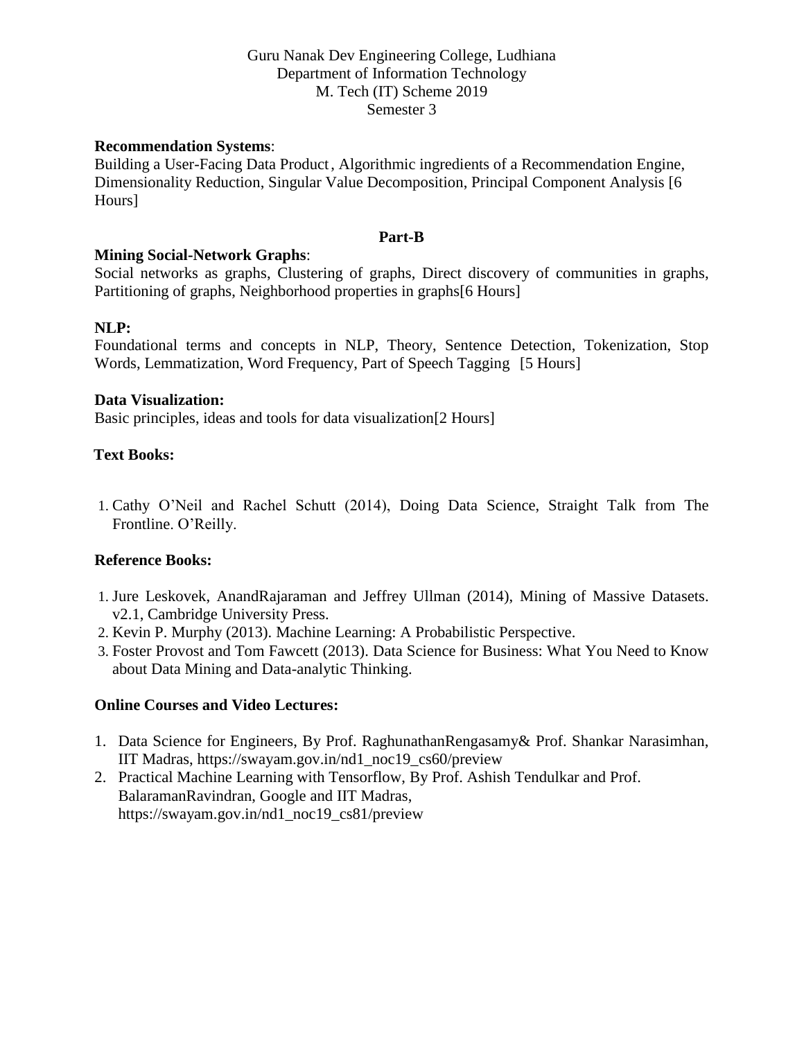**Recommendation Systems**:
Building a User-Facing Data Product, Algorithmic ingredients of a Recommendation Engine, Dimensionality Reduction, Singular Value Decomposition, Principal Component Analysis [6 Hours]

**Part-B**

**Mining Social-Network Graphs**:
Social networks as graphs, Clustering of graphs, Direct discovery of communities in graphs, Partitioning of graphs, Neighborhood properties in graphs[6 Hours]

**NLP:**
Foundational terms and concepts in NLP, Theory, Sentence Detection, Tokenization, Stop Words, Lemmatization, Word Frequency, Part of Speech Tagging [5 Hours]

**Data Visualization:**
Basic principles, ideas and tools for data visualization[2 Hours]

**Text Books:**

1. Cathy O'Neil and Rachel Schutt (2014), Doing Data Science, Straight Talk from The Frontline. O'Reilly.

**Reference Books:**

1. Jure Leskovek, AnandRajaraman and Jeffrey Ullman (2014), Mining of Massive Datasets. v2.1, Cambridge University Press.
2. Kevin P. Murphy (2013). Machine Learning: A Probabilistic Perspective.
3. Foster Provost and Tom Fawcett (2013). Data Science for Business: What You Need to Know about Data Mining and Data-analytic Thinking.

**Online Courses and Video Lectures:**

1. Data Science for Engineers, By Prof. RaghunathanRengasamy& Prof. Shankar Narasimhan, IIT Madras, https://swayam.gov.in/nd1_noc19_cs60/preview
2. Practical Machine Learning with Tensorflow, By Prof. Ashish Tendulkar and Prof. BalaramanRavindran, Google and IIT Madras, https://swayam.gov.in/nd1_noc19_cs81/preview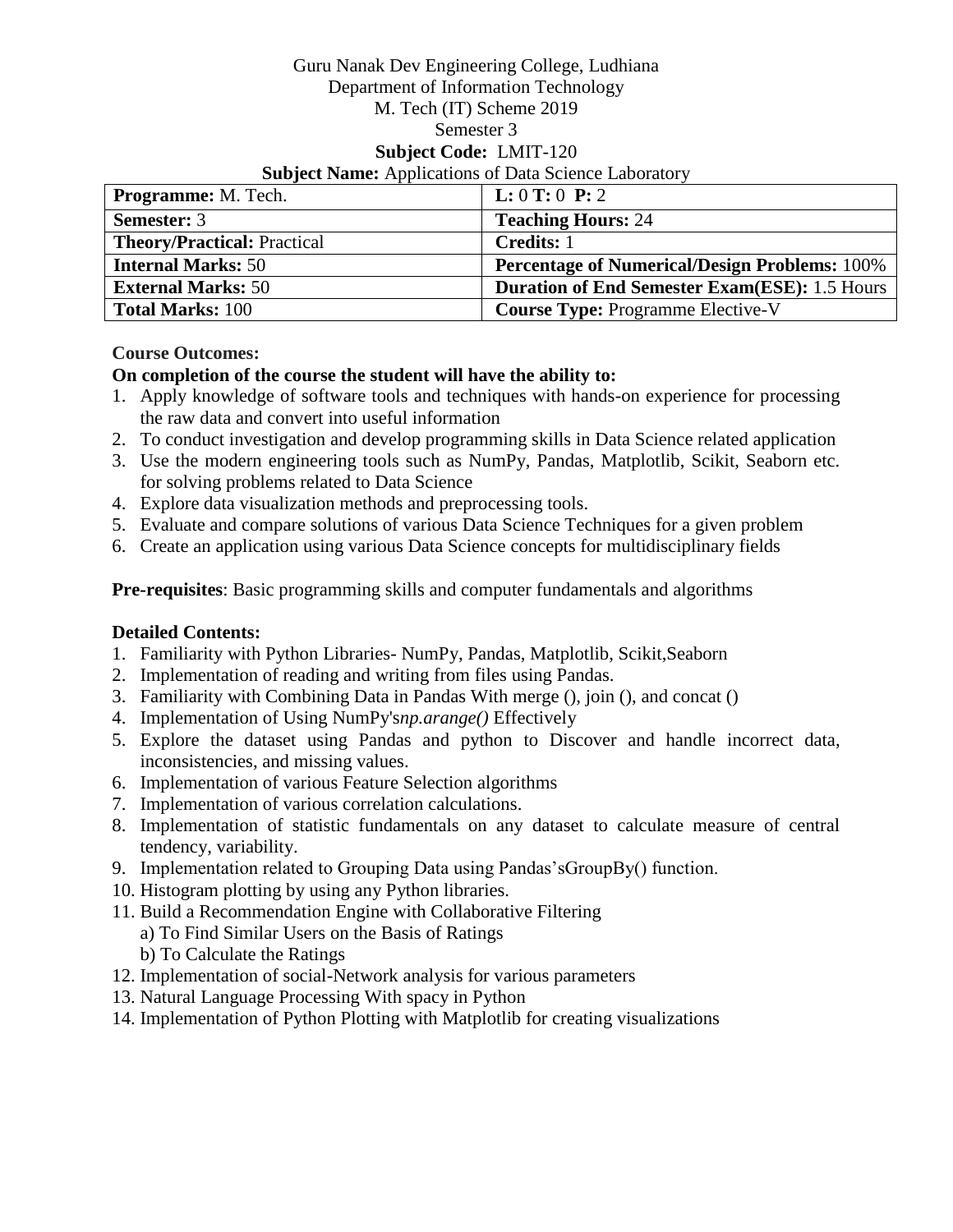Guru Nanak Dev Engineering College, Ludhiana
Department of Information Technology
M. Tech (IT) Scheme 2019
Semester 3

**Subject Code:** LMIT-120

**Subject Name:** Applications of Data Science Laboratory

| **Programme:** M. Tech. | **L:** 0 **T:** 0 **P:** 2 |
|---|---|
| **Semester:** 3 | **Teaching Hours:** 24 |
| **Theory/Practical:** Practical | **Credits:** 1 |
| **Internal Marks:** 50 | **Percentage of Numerical/Design Problems:** 100% |
| **External Marks:** 50 | **Duration of End Semester Exam(ESE):** 1.5 Hours |
| **Total Marks:** 100 | **Course Type:** Programme Elective-V |

**Course Outcomes:**

**On completion of the course the student will have the ability to:**

1. Apply knowledge of software tools and techniques with hands-on experience for processing the raw data and convert into useful information
2. To conduct investigation and develop programming skills in Data Science related application
3. Use the modern engineering tools such as NumPy, Pandas, Matplotlib, Scikit, Seaborn etc. for solving problems related to Data Science
4. Explore data visualization methods and preprocessing tools.
5. Evaluate and compare solutions of various Data Science Techniques for a given problem
6. Create an application using various Data Science concepts for multidisciplinary fields

**Pre-requisites**: Basic programming skills and computer fundamentals and algorithms

**Detailed Contents:**

1. Familiarity with Python Libraries- NumPy, Pandas, Matplotlib, Scikit,Seaborn
2. Implementation of reading and writing from files using Pandas.
3. Familiarity with Combining Data in Pandas With merge (), join (), and concat ()
4. Implementation of Using NumPy's*np.arange()* Effectively
5. Explore the dataset using Pandas and python to Discover and handle incorrect data, inconsistencies, and missing values.
6. Implementation of various Feature Selection algorithms
7. Implementation of various correlation calculations.
8. Implementation of statistic fundamentals on any dataset to calculate measure of central tendency, variability.
9. Implementation related to Grouping Data using Pandas'sGroupBy() function.
10. Histogram plotting by using any Python libraries.
11. Build a Recommendation Engine with Collaborative Filtering
    a) To Find Similar Users on the Basis of Ratings
    b) To Calculate the Ratings
12. Implementation of social-Network analysis for various parameters
13. Natural Language Processing With spacy in Python
14. Implementation of Python Plotting with Matplotlib for creating visualizations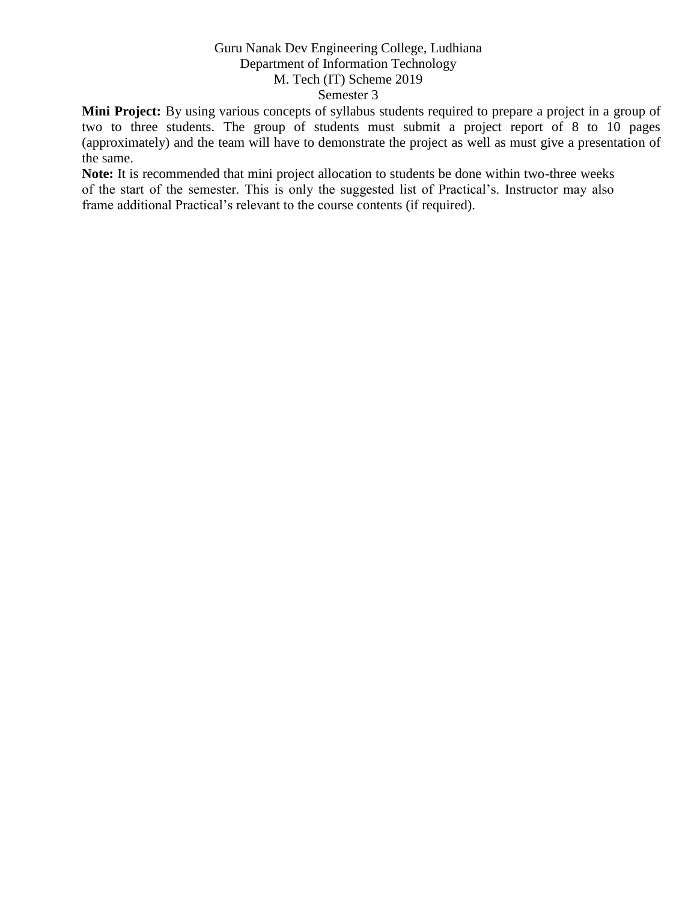**Mini Project:** By using various concepts of syllabus students required to prepare a project in a group of two to three students. The group of students must submit a project report of 8 to 10 pages (approximately) and the team will have to demonstrate the project as well as must give a presentation of the same.

**Note:** It is recommended that mini project allocation to students be done within two-three weeks of the start of the semester. This is only the suggested list of Practical's. Instructor may also frame additional Practical's relevant to the course contents (if required).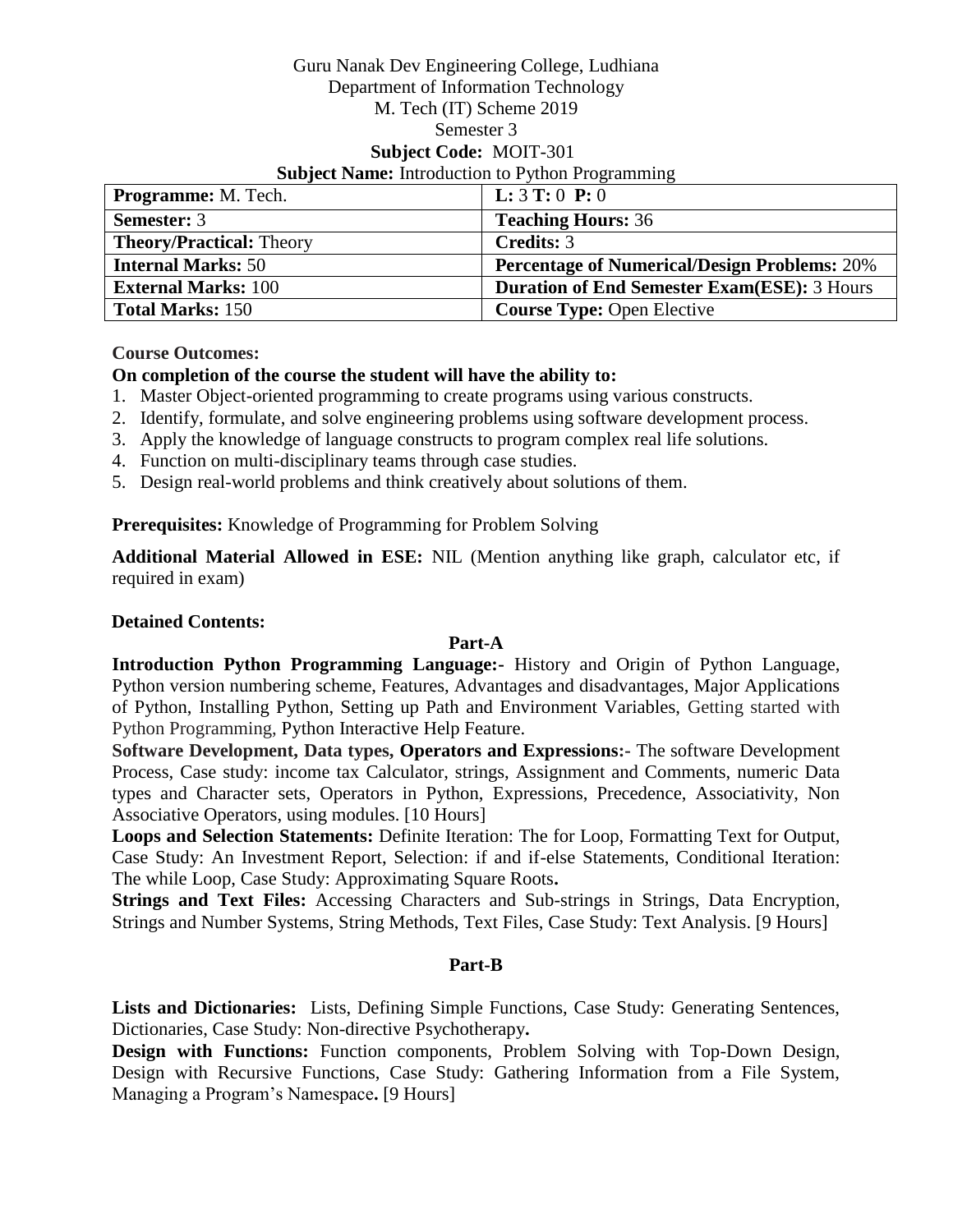Guru Nanak Dev Engineering College, Ludhiana
Department of Information Technology
M. Tech (IT) Scheme 2019
Semester 3

**Subject Code:** MOIT-301

**Subject Name:** Introduction to Python Programming

| **Programme:** M. Tech. | **L:** 3 **T:** 0 **P:** 0 |
|---|---|
| **Semester:** 3 | **Teaching Hours:** 36 |
| **Theory/Practical:** Theory | **Credits:** 3 |
| **Internal Marks:** 50 | **Percentage of Numerical/Design Problems:** 20% |
| **External Marks:** 100 | **Duration of End Semester Exam(ESE):** 3 Hours |
| **Total Marks:** 150 | **Course Type:** Open Elective |

**Course Outcomes:**

**On completion of the course the student will have the ability to:**

1. Master Object-oriented programming to create programs using various constructs.
2. Identify, formulate, and solve engineering problems using software development process.
3. Apply the knowledge of language constructs to program complex real life solutions.
4. Function on multi-disciplinary teams through case studies.
5. Design real-world problems and think creatively about solutions of them.

**Prerequisites:** Knowledge of Programming for Problem Solving

**Additional Material Allowed in ESE:** NIL (Mention anything like graph, calculator etc, if required in exam)

**Detained Contents:**

**Part-A**

**Introduction Python Programming Language:-** History and Origin of Python Language, Python version numbering scheme, Features, Advantages and disadvantages, Major Applications of Python, Installing Python, Setting up Path and Environment Variables, Getting started with Python Programming, Python Interactive Help Feature.

**Software Development, Data types, Operators and Expressions:-** The software Development Process, Case study: income tax Calculator, strings, Assignment and Comments, numeric Data types and Character sets, Operators in Python, Expressions, Precedence, Associativity, Non Associative Operators, using modules. [10 Hours]

**Loops and Selection Statements:** Definite Iteration: The for Loop, Formatting Text for Output, Case Study: An Investment Report, Selection: if and if-else Statements, Conditional Iteration: The while Loop, Case Study: Approximating Square Roots**.**

**Strings and Text Files:** Accessing Characters and Sub-strings in Strings, Data Encryption, Strings and Number Systems, String Methods, Text Files, Case Study: Text Analysis. [9 Hours]

**Part-B**

**Lists and Dictionaries:** Lists, Defining Simple Functions, Case Study: Generating Sentences, Dictionaries, Case Study: Non-directive Psychotherapy**.**

**Design with Functions:** Function components, Problem Solving with Top-Down Design, Design with Recursive Functions, Case Study: Gathering Information from a File System, Managing a Program's Namespace**.** [9 Hours]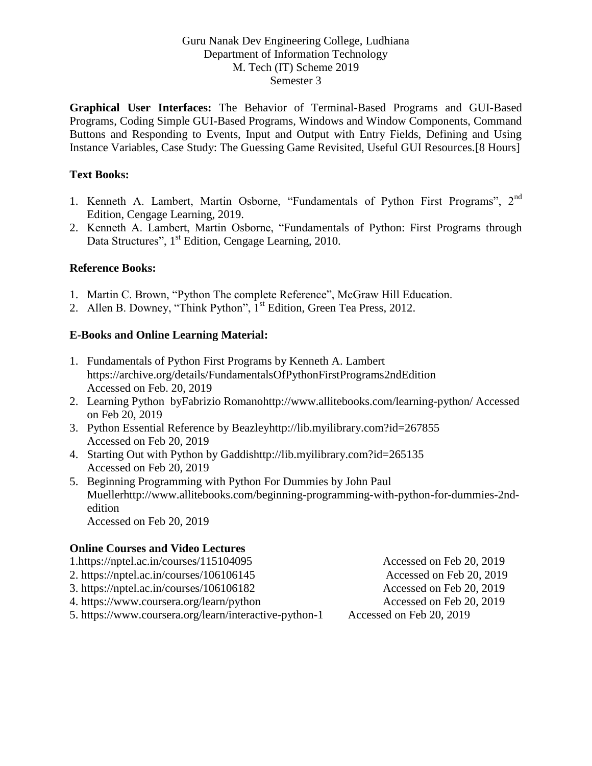**Graphical User Interfaces:** The Behavior of Terminal-Based Programs and GUI-Based Programs, Coding Simple GUI-Based Programs, Windows and Window Components, Command Buttons and Responding to Events, Input and Output with Entry Fields, Defining and Using Instance Variables, Case Study: The Guessing Game Revisited, Useful GUI Resources.[8 Hours]

### Text Books:

1. Kenneth A. Lambert, Martin Osborne, "Fundamentals of Python First Programs", 2nd Edition, Cengage Learning, 2019.
2. Kenneth A. Lambert, Martin Osborne, "Fundamentals of Python: First Programs through Data Structures", 1st Edition, Cengage Learning, 2010.

### Reference Books:

1. Martin C. Brown, "Python The complete Reference", McGraw Hill Education.
2. Allen B. Downey, "Think Python", 1st Edition, Green Tea Press, 2012.

### E-Books and Online Learning Material:

1. Fundamentals of Python First Programs by Kenneth A. Lambert https://archive.org/details/FundamentalsOfPythonFirstPrograms2ndEdition Accessed on Feb. 20, 2019
2. Learning Python byFabrizio Romanohttp://www.allitebooks.com/learning-python/ Accessed on Feb 20, 2019
3. Python Essential Reference by Beazleyhttp://lib.myilibrary.com?id=267855 Accessed on Feb 20, 2019
4. Starting Out with Python by Gaddishttp://lib.myilibrary.com?id=265135 Accessed on Feb 20, 2019
5. Beginning Programming with Python For Dummies by John Paul Muellerhttp://www.allitebooks.com/beginning-programming-with-python-for-dummies-2nd-edition Accessed on Feb 20, 2019

### Online Courses and Video Lectures

1. https://nptel.ac.in/courses/115104095 Accessed on Feb 20, 2019
2. https://nptel.ac.in/courses/106106145 Accessed on Feb 20, 2019
3. https://nptel.ac.in/courses/106106182 Accessed on Feb 20, 2019
4. https://www.coursera.org/learn/python Accessed on Feb 20, 2019
5. https://www.coursera.org/learn/interactive-python-1 Accessed on Feb 20, 2019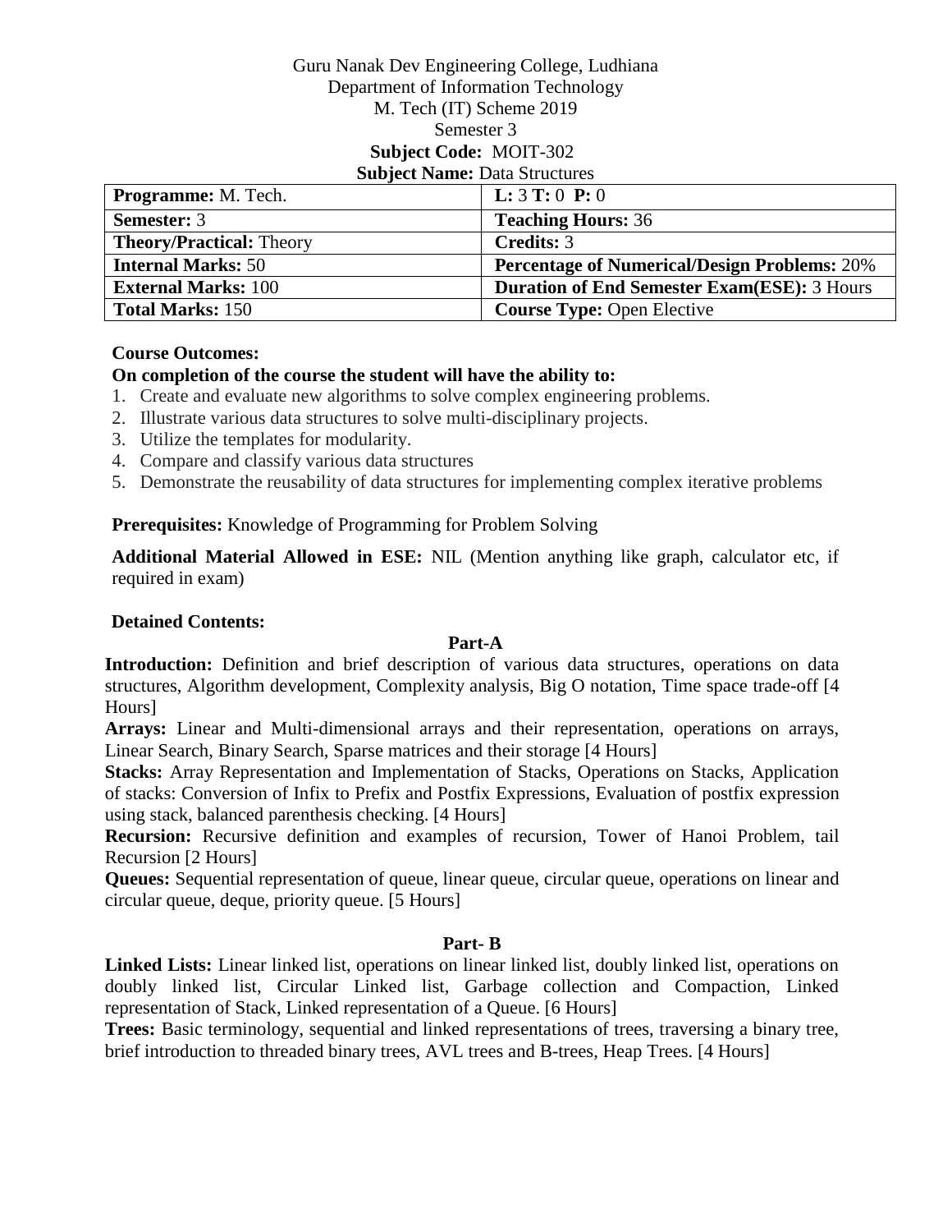Guru Nanak Dev Engineering College, Ludhiana
Department of Information Technology
M. Tech (IT) Scheme 2019
Semester 3
**Subject Code:** MOIT-302
**Subject Name:** Data Structures

| **Programme:** M. Tech. | **L:** 3 **T:** 0 **P:** 0 |
|---|---|
| **Semester:** 3 | **Teaching Hours:** 36 |
| **Theory/Practical:** Theory | **Credits:** 3 |
| **Internal Marks:** 50 | **Percentage of Numerical/Design Problems:** 20% |
| **External Marks:** 100 | **Duration of End Semester Exam(ESE):** 3 Hours |
| **Total Marks:** 150 | **Course Type:** Open Elective |

**Course Outcomes:**

**On completion of the course the student will have the ability to:**

1. Create and evaluate new algorithms to solve complex engineering problems.
2. Illustrate various data structures to solve multi-disciplinary projects.
3. Utilize the templates for modularity.
4. Compare and classify various data structures
5. Demonstrate the reusability of data structures for implementing complex iterative problems

**Prerequisites:** Knowledge of Programming for Problem Solving

**Additional Material Allowed in ESE:** NIL (Mention anything like graph, calculator etc, if required in exam)

**Detained Contents:**

**Part-A**

**Introduction:** Definition and brief description of various data structures, operations on data structures, Algorithm development, Complexity analysis, Big O notation, Time space trade-off [4 Hours]

**Arrays:** Linear and Multi-dimensional arrays and their representation, operations on arrays, Linear Search, Binary Search, Sparse matrices and their storage [4 Hours]

**Stacks:** Array Representation and Implementation of Stacks, Operations on Stacks, Application of stacks: Conversion of Infix to Prefix and Postfix Expressions, Evaluation of postfix expression using stack, balanced parenthesis checking. [4 Hours]

**Recursion:** Recursive definition and examples of recursion, Tower of Hanoi Problem, tail Recursion [2 Hours]

**Queues:** Sequential representation of queue, linear queue, circular queue, operations on linear and circular queue, deque, priority queue. [5 Hours]

**Part- B**

**Linked Lists:** Linear linked list, operations on linear linked list, doubly linked list, operations on doubly linked list, Circular Linked list, Garbage collection and Compaction, Linked representation of Stack, Linked representation of a Queue. [6 Hours]

**Trees:** Basic terminology, sequential and linked representations of trees, traversing a binary tree, brief introduction to threaded binary trees, AVL trees and B-trees, Heap Trees. [4 Hours]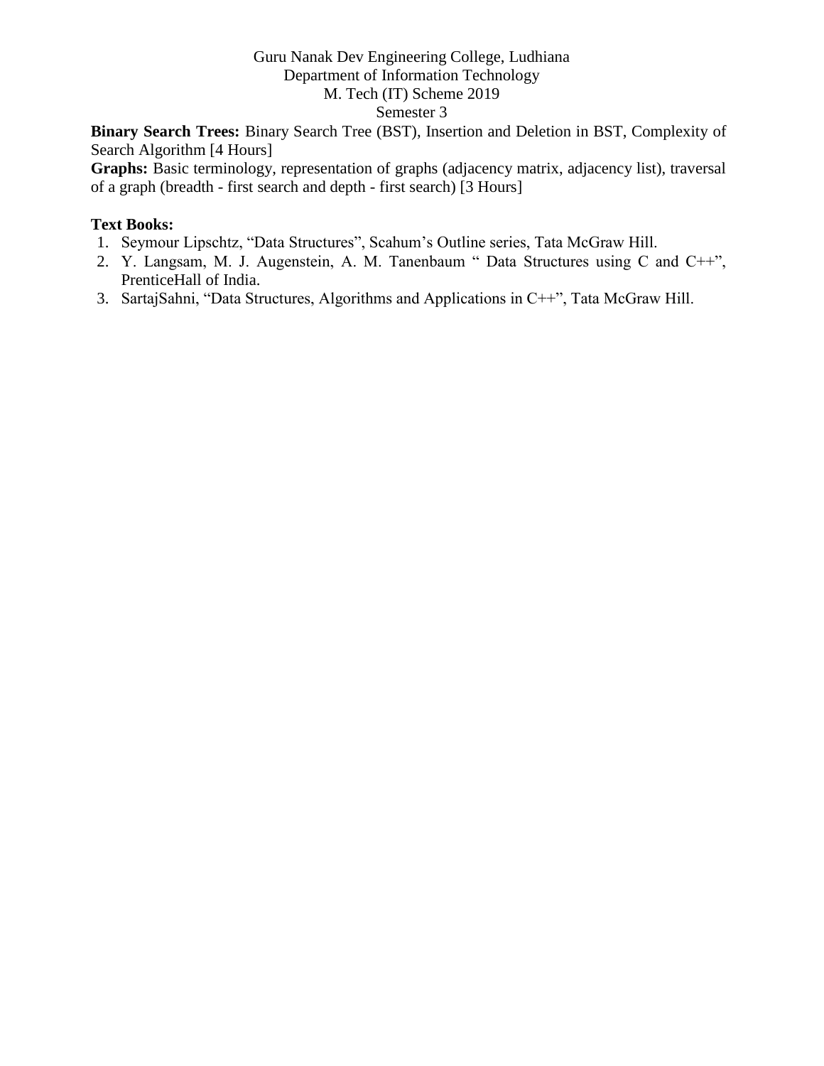**Binary Search Trees:** Binary Search Tree (BST), Insertion and Deletion in BST, Complexity of Search Algorithm [4 Hours]

**Graphs:** Basic terminology, representation of graphs (adjacency matrix, adjacency list), traversal of a graph (breadth - first search and depth - first search) [3 Hours]

**Text Books:**

1. Seymour Lipschtz, "Data Structures", Scahum's Outline series, Tata McGraw Hill.
2. Y. Langsam, M. J. Augenstein, A. M. Tanenbaum " Data Structures using C and C++", PrenticeHall of India.
3. SartajSahni, "Data Structures, Algorithms and Applications in C++", Tata McGraw Hill.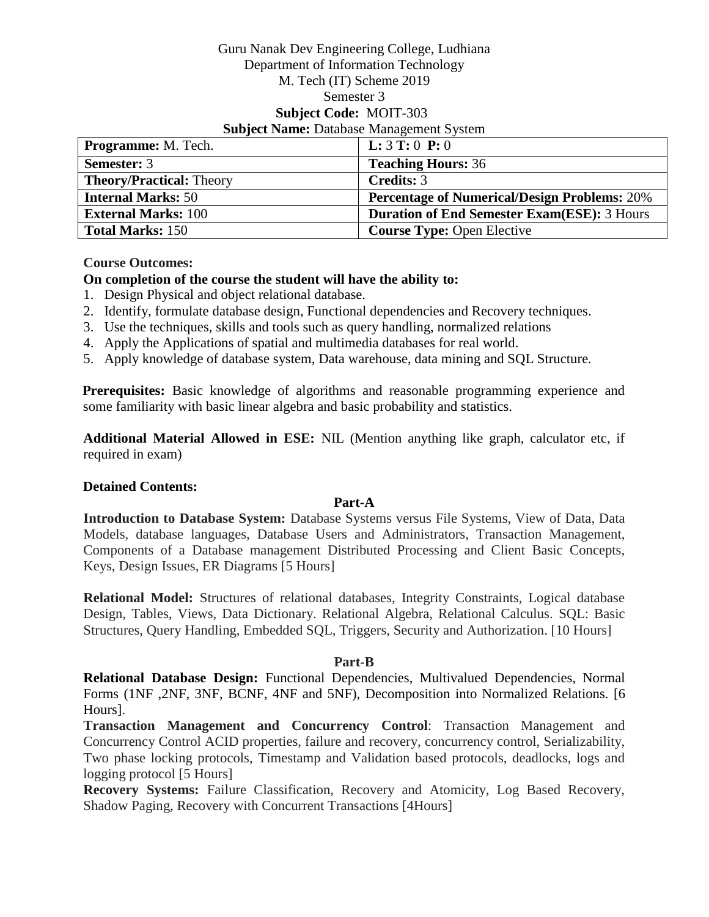Guru Nanak Dev Engineering College, Ludhiana
Department of Information Technology
M. Tech (IT) Scheme 2019
Semester 3

**Subject Code:** MOIT-303

**Subject Name:** Database Management System

| **Programme:** M. Tech. | **L:** 3 **T:** 0 **P:** 0 |
|---|---|
| **Semester:** 3 | **Teaching Hours:** 36 |
| **Theory/Practical:** Theory | **Credits:** 3 |
| **Internal Marks:** 50 | **Percentage of Numerical/Design Problems:** 20% |
| **External Marks:** 100 | **Duration of End Semester Exam(ESE):** 3 Hours |
| **Total Marks:** 150 | **Course Type:** Open Elective |

**Course Outcomes:**

**On completion of the course the student will have the ability to:**

1. Design Physical and object relational database.
2. Identify, formulate database design, Functional dependencies and Recovery techniques.
3. Use the techniques, skills and tools such as query handling, normalized relations
4. Apply the Applications of spatial and multimedia databases for real world.
5. Apply knowledge of database system, Data warehouse, data mining and SQL Structure.

**Prerequisites:** Basic knowledge of algorithms and reasonable programming experience and some familiarity with basic linear algebra and basic probability and statistics.

**Additional Material Allowed in ESE:** NIL (Mention anything like graph, calculator etc, if required in exam)

**Detained Contents:**

**Part-A**

**Introduction to Database System:** Database Systems versus File Systems, View of Data, Data Models, database languages, Database Users and Administrators, Transaction Management, Components of a Database management Distributed Processing and Client Basic Concepts, Keys, Design Issues, ER Diagrams [5 Hours]

**Relational Model:** Structures of relational databases, Integrity Constraints, Logical database Design, Tables, Views, Data Dictionary. Relational Algebra, Relational Calculus. SQL: Basic Structures, Query Handling, Embedded SQL, Triggers, Security and Authorization. [10 Hours]

**Part-B**

**Relational Database Design:** Functional Dependencies, Multivalued Dependencies, Normal Forms (1NF ,2NF, 3NF, BCNF, 4NF and 5NF), Decomposition into Normalized Relations. [6 Hours].

**Transaction Management and Concurrency Control**: Transaction Management and Concurrency Control ACID properties, failure and recovery, concurrency control, Serializability, Two phase locking protocols, Timestamp and Validation based protocols, deadlocks, logs and logging protocol [5 Hours]

**Recovery Systems:** Failure Classification, Recovery and Atomicity, Log Based Recovery, Shadow Paging, Recovery with Concurrent Transactions [4Hours]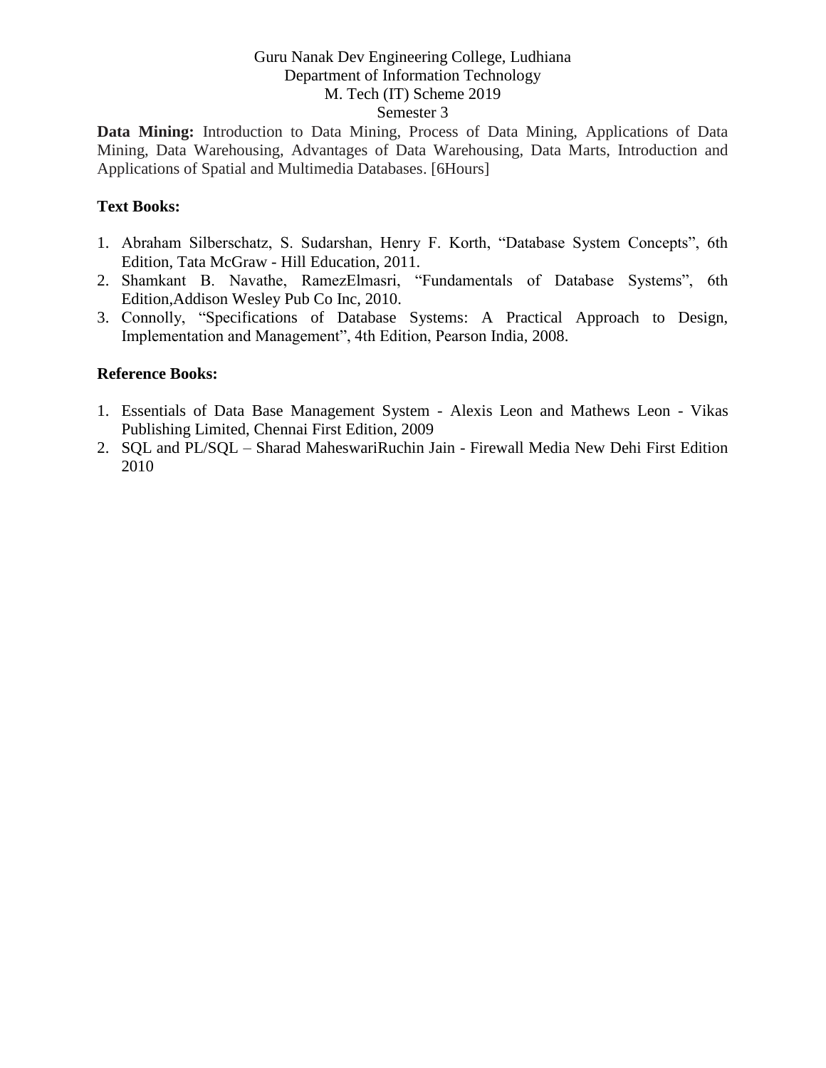**Data Mining:** Introduction to Data Mining, Process of Data Mining, Applications of Data Mining, Data Warehousing, Advantages of Data Warehousing, Data Marts, Introduction and Applications of Spatial and Multimedia Databases. [6Hours]

**Text Books:**

1. Abraham Silberschatz, S. Sudarshan, Henry F. Korth, "Database System Concepts", 6th Edition, Tata McGraw - Hill Education, 2011.
2. Shamkant B. Navathe, RamezElmasri, "Fundamentals of Database Systems", 6th Edition,Addison Wesley Pub Co Inc, 2010.
3. Connolly, "Specifications of Database Systems: A Practical Approach to Design, Implementation and Management", 4th Edition, Pearson India, 2008.

**Reference Books:**

1. Essentials of Data Base Management System - Alexis Leon and Mathews Leon - Vikas Publishing Limited, Chennai First Edition, 2009
2. SQL and PL/SQL – Sharad MaheswariRuchin Jain - Firewall Media New Dehi First Edition 2010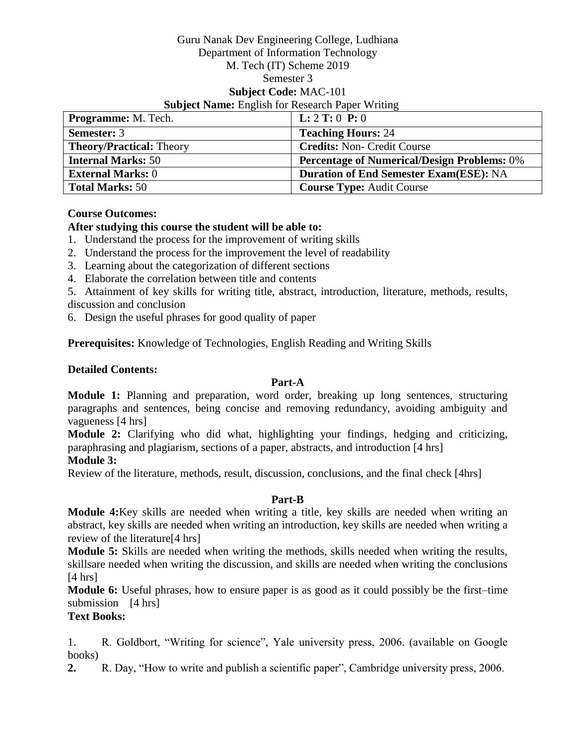Guru Nanak Dev Engineering College, Ludhiana
Department of Information Technology
M. Tech (IT) Scheme 2019
Semester 3
**Subject Code:** MAC-101
**Subject Name:** English for Research Paper Writing

| **Programme:** M. Tech. | **L:** 2 **T:** 0 **P:** 0 |
|---|---|
| **Semester:** 3 | **Teaching Hours:** 24 |
| **Theory/Practical:** Theory | **Credits:** Non- Credit Course |
| **Internal Marks:** 50 | **Percentage of Numerical/Design Problems:** 0% |
| **External Marks:** 0 | **Duration of End Semester Exam(ESE):** NA |
| **Total Marks:** 50 | **Course Type:** Audit Course |

**Course Outcomes:**

**After studying this course the student will be able to:**

1. Understand the process for the improvement of writing skills
2. Understand the process for the improvement the level of readability
3. Learning about the categorization of different sections
4. Elaborate the correlation between title and contents
5. Attainment of key skills for writing title, abstract, introduction, literature, methods, results, discussion and conclusion
6. Design the useful phrases for good quality of paper

**Prerequisites:** Knowledge of Technologies, English Reading and Writing Skills

**Detailed Contents:**

**Part-A**

**Module 1:** Planning and preparation, word order, breaking up long sentences, structuring paragraphs and sentences, being concise and removing redundancy, avoiding ambiguity and vagueness [4 hrs]

**Module 2:** Clarifying who did what, highlighting your findings, hedging and criticizing, paraphrasing and plagiarism, sections of a paper, abstracts, and introduction [4 hrs]

**Module 3:**
Review of the literature, methods, result, discussion, conclusions, and the final check [4hrs]

**Part-B**

**Module 4:**Key skills are needed when writing a title, key skills are needed when writing an abstract, key skills are needed when writing an introduction, key skills are needed when writing a review of the literature[4 hrs]

**Module 5:** Skills are needed when writing the methods, skills needed when writing the results, skillsare needed when writing the discussion, and skills are needed when writing the conclusions [4 hrs]

**Module 6:** Useful phrases, how to ensure paper is as good as it could possibly be the first–time submission [4 hrs]

**Text Books:**

1. R. Goldbort, "Writing for science", Yale university press, 2006. (available on Google books)
2. R. Day, "How to write and publish a scientific paper", Cambridge university press, 2006.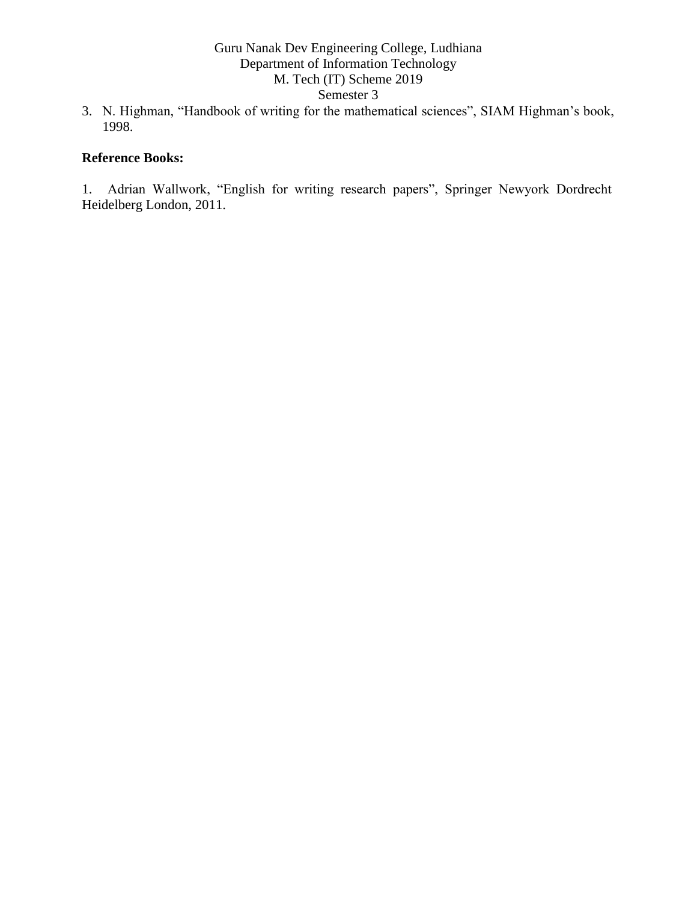3. N. Highman, “Handbook of writing for the mathematical sciences”, SIAM Highman’s book, 1998.

**Reference Books:**

1. Adrian Wallwork, “English for writing research papers”, Springer Newyork Dordrecht Heidelberg London, 2011.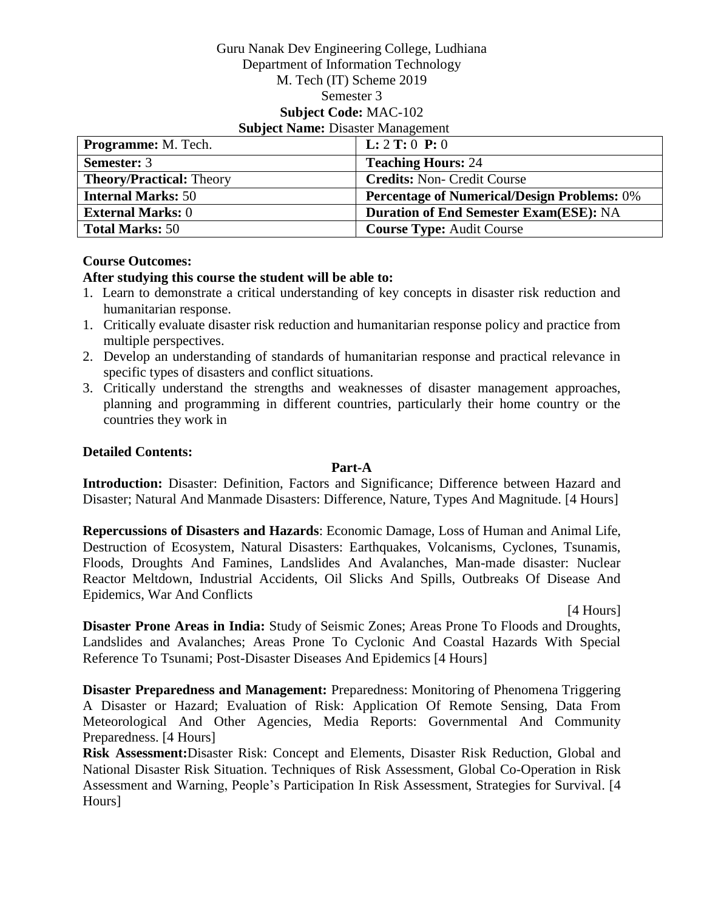Guru Nanak Dev Engineering College, Ludhiana
Department of Information Technology
M. Tech (IT) Scheme 2019
Semester 3
**Subject Code:** MAC-102
**Subject Name:** Disaster Management

| **Programme:** M. Tech. | **L:** 2 **T:** 0 **P:** 0 |
|---|---|
| **Semester:** 3 | **Teaching Hours:** 24 |
| **Theory/Practical:** Theory | **Credits:** Non- Credit Course |
| **Internal Marks:** 50 | **Percentage of Numerical/Design Problems:** 0% |
| **External Marks:** 0 | **Duration of End Semester Exam(ESE):** NA |
| **Total Marks:** 50 | **Course Type:** Audit Course |

**Course Outcomes:**

**After studying this course the student will be able to:**

1. Learn to demonstrate a critical understanding of key concepts in disaster risk reduction and humanitarian response.
1. Critically evaluate disaster risk reduction and humanitarian response policy and practice from multiple perspectives.
2. Develop an understanding of standards of humanitarian response and practical relevance in specific types of disasters and conflict situations.
3. Critically understand the strengths and weaknesses of disaster management approaches, planning and programming in different countries, particularly their home country or the countries they work in

**Detailed Contents:**

**Part-A**

**Introduction:** Disaster: Definition, Factors and Significance; Difference between Hazard and Disaster; Natural And Manmade Disasters: Difference, Nature, Types And Magnitude. [4 Hours]

**Repercussions of Disasters and Hazards**: Economic Damage, Loss of Human and Animal Life, Destruction of Ecosystem, Natural Disasters: Earthquakes, Volcanisms, Cyclones, Tsunamis, Floods, Droughts And Famines, Landslides And Avalanches, Man-made disaster: Nuclear Reactor Meltdown, Industrial Accidents, Oil Slicks And Spills, Outbreaks Of Disease And Epidemics, War And Conflicts [4 Hours]

**Disaster Prone Areas in India:** Study of Seismic Zones; Areas Prone To Floods and Droughts, Landslides and Avalanches; Areas Prone To Cyclonic And Coastal Hazards With Special Reference To Tsunami; Post-Disaster Diseases And Epidemics [4 Hours]

**Disaster Preparedness and Management:** Preparedness: Monitoring of Phenomena Triggering A Disaster or Hazard; Evaluation of Risk: Application Of Remote Sensing, Data From Meteorological And Other Agencies, Media Reports: Governmental And Community Preparedness. [4 Hours]

**Risk Assessment:**Disaster Risk: Concept and Elements, Disaster Risk Reduction, Global and National Disaster Risk Situation. Techniques of Risk Assessment, Global Co-Operation in Risk Assessment and Warning, People's Participation In Risk Assessment, Strategies for Survival. [4 Hours]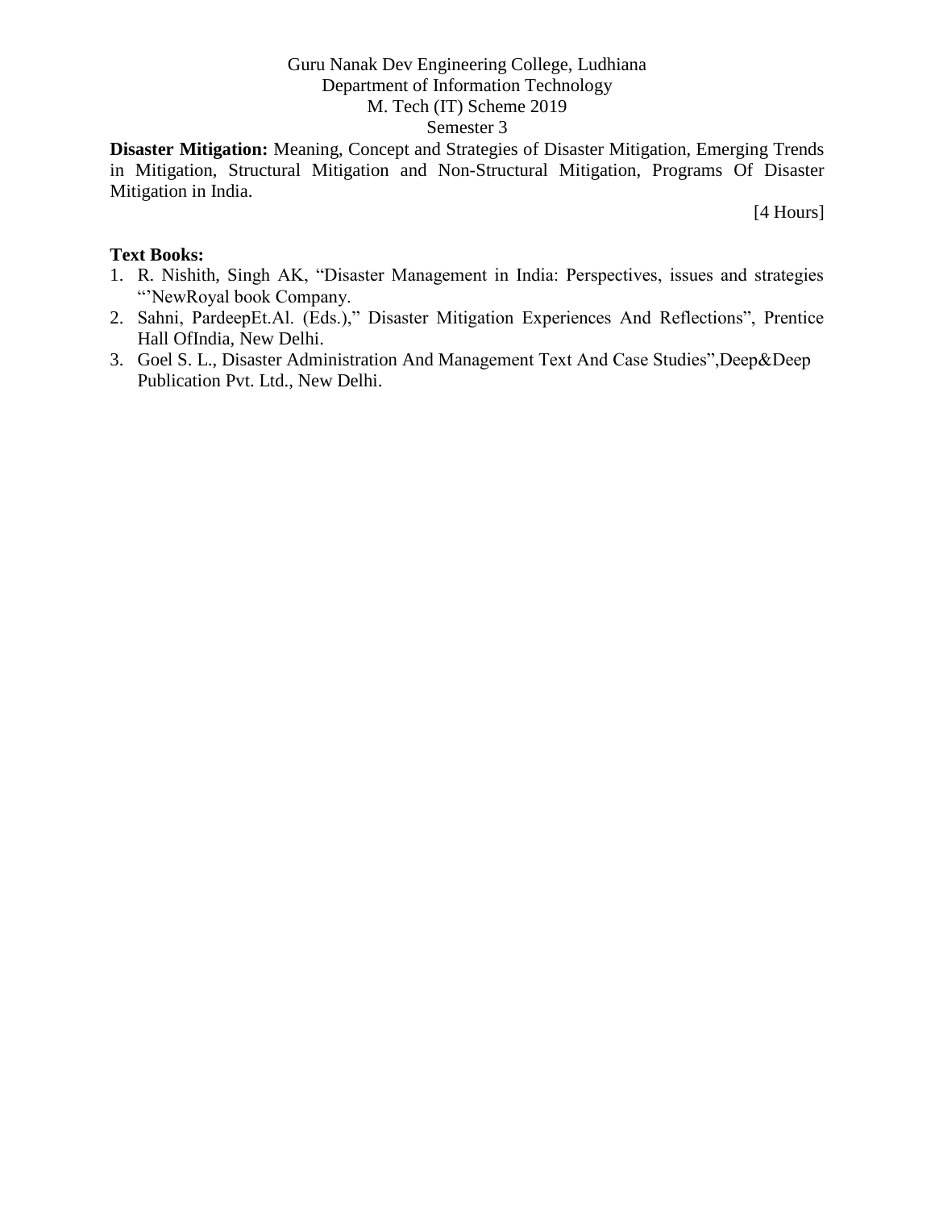**Disaster Mitigation:** Meaning, Concept and Strategies of Disaster Mitigation, Emerging Trends in Mitigation, Structural Mitigation and Non-Structural Mitigation, Programs Of Disaster Mitigation in India.

[4 Hours]

**Text Books:**

1. R. Nishith, Singh AK, "Disaster Management in India: Perspectives, issues and strategies "'NewRoyal book Company.
2. Sahni, PardeepEt.Al. (Eds.)," Disaster Mitigation Experiences And Reflections", Prentice Hall OfIndia, New Delhi.
3. Goel S. L., Disaster Administration And Management Text And Case Studies",Deep&Deep Publication Pvt. Ltd., New Delhi.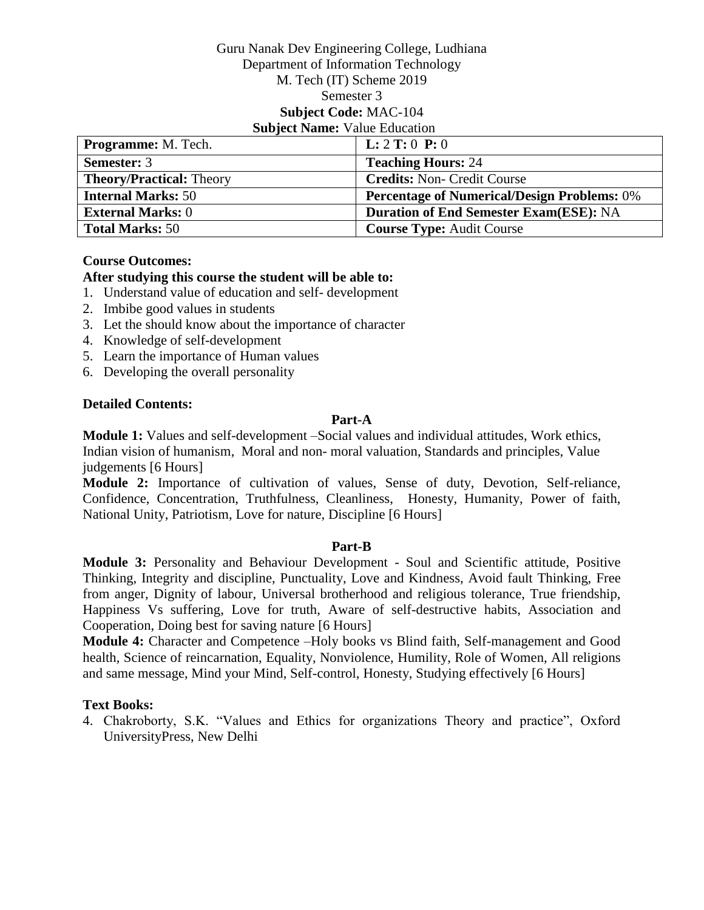Guru Nanak Dev Engineering College, Ludhiana
Department of Information Technology
M. Tech (IT) Scheme 2019
Semester 3
**Subject Code:** MAC-104
**Subject Name:** Value Education

| **Programme:** M. Tech. | **L:** 2 **T:** 0 **P:** 0 |
|---|---|
| **Semester:** 3 | **Teaching Hours:** 24 |
| **Theory/Practical:** Theory | **Credits:** Non- Credit Course |
| **Internal Marks:** 50 | **Percentage of Numerical/Design Problems:** 0% |
| **External Marks:** 0 | **Duration of End Semester Exam(ESE):** NA |
| **Total Marks:** 50 | **Course Type:** Audit Course |

**Course Outcomes:**

**After studying this course the student will be able to:**

1. Understand value of education and self- development
2. Imbibe good values in students
3. Let the should know about the importance of character
4. Knowledge of self-development
5. Learn the importance of Human values
6. Developing the overall personality

**Detailed Contents:**

**Part-A**

**Module 1:** Values and self-development –Social values and individual attitudes, Work ethics, Indian vision of humanism, Moral and non- moral valuation, Standards and principles, Value judgements [6 Hours]

**Module 2:** Importance of cultivation of values, Sense of duty, Devotion, Self-reliance, Confidence, Concentration, Truthfulness, Cleanliness, Honesty, Humanity, Power of faith, National Unity, Patriotism, Love for nature, Discipline [6 Hours]

**Part-B**

**Module 3:** Personality and Behaviour Development - Soul and Scientific attitude, Positive Thinking, Integrity and discipline, Punctuality, Love and Kindness, Avoid fault Thinking, Free from anger, Dignity of labour, Universal brotherhood and religious tolerance, True friendship, Happiness Vs suffering, Love for truth, Aware of self-destructive habits, Association and Cooperation, Doing best for saving nature [6 Hours]

**Module 4:** Character and Competence –Holy books vs Blind faith, Self-management and Good health, Science of reincarnation, Equality, Nonviolence, Humility, Role of Women, All religions and same message, Mind your Mind, Self-control, Honesty, Studying effectively [6 Hours]

**Text Books:**

4. Chakroborty, S.K. "Values and Ethics for organizations Theory and practice", Oxford UniversityPress, New Delhi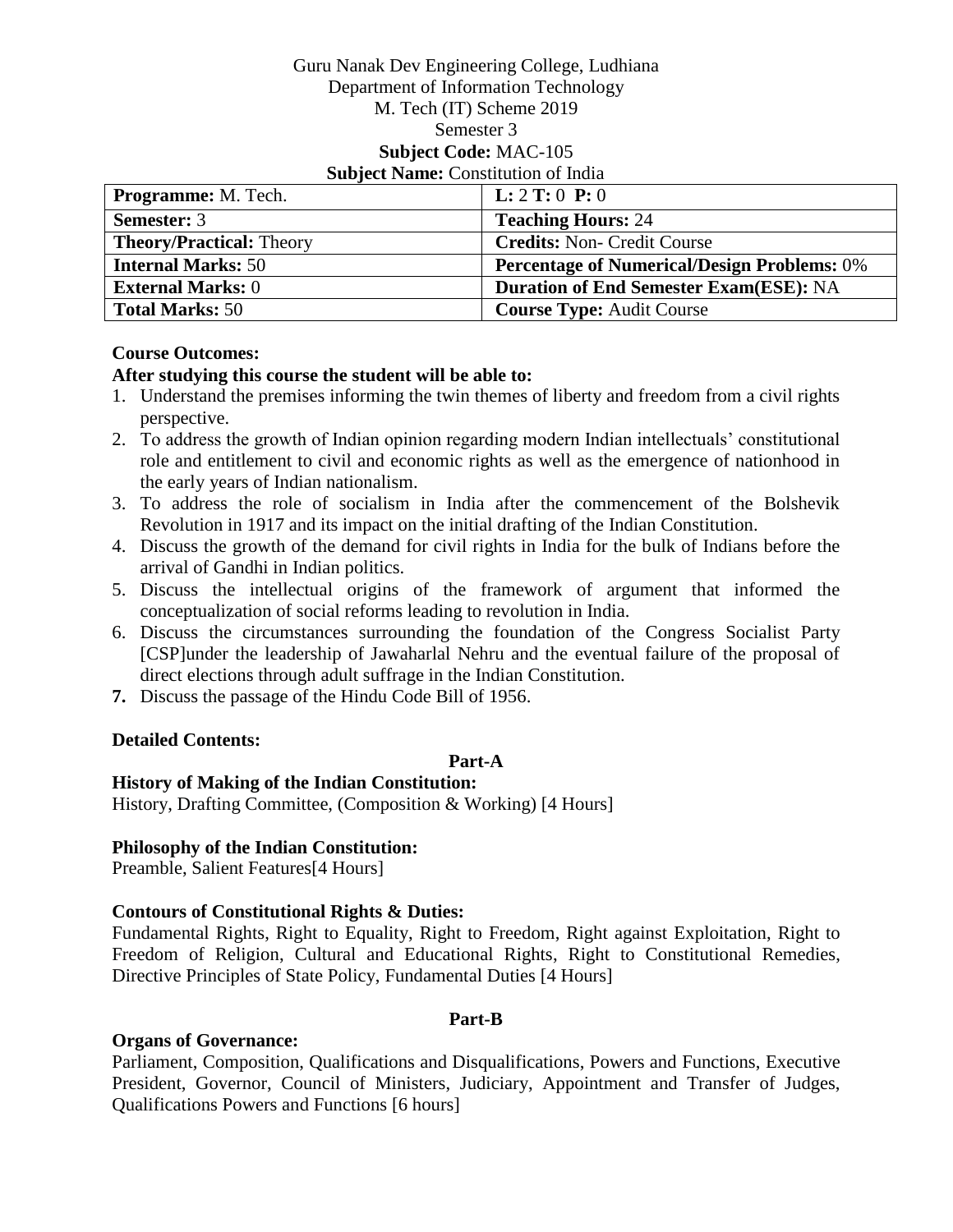Guru Nanak Dev Engineering College, Ludhiana
Department of Information Technology
M. Tech (IT) Scheme 2019
Semester 3
**Subject Code:** MAC-105
**Subject Name:** Constitution of India

| **Programme:** M. Tech. | **L:** 2 **T:** 0 **P:** 0 |
|---|---|
| **Semester:** 3 | **Teaching Hours:** 24 |
| **Theory/Practical:** Theory | **Credits:** Non- Credit Course |
| **Internal Marks:** 50 | **Percentage of Numerical/Design Problems:** 0% |
| **External Marks:** 0 | **Duration of End Semester Exam(ESE):** NA |
| **Total Marks:** 50 | **Course Type:** Audit Course |

**Course Outcomes:**

**After studying this course the student will be able to:**

1. Understand the premises informing the twin themes of liberty and freedom from a civil rights perspective.
2. To address the growth of Indian opinion regarding modern Indian intellectuals' constitutional role and entitlement to civil and economic rights as well as the emergence of nationhood in the early years of Indian nationalism.
3. To address the role of socialism in India after the commencement of the Bolshevik Revolution in 1917 and its impact on the initial drafting of the Indian Constitution.
4. Discuss the growth of the demand for civil rights in India for the bulk of Indians before the arrival of Gandhi in Indian politics.
5. Discuss the intellectual origins of the framework of argument that informed the conceptualization of social reforms leading to revolution in India.
6. Discuss the circumstances surrounding the foundation of the Congress Socialist Party [CSP]under the leadership of Jawaharlal Nehru and the eventual failure of the proposal of direct elections through adult suffrage in the Indian Constitution.
7. Discuss the passage of the Hindu Code Bill of 1956.

**Detailed Contents:**

**Part-A**

**History of Making of the Indian Constitution:**
History, Drafting Committee, (Composition & Working) [4 Hours]

**Philosophy of the Indian Constitution:**
Preamble, Salient Features[4 Hours]

**Contours of Constitutional Rights & Duties:**
Fundamental Rights, Right to Equality, Right to Freedom, Right against Exploitation, Right to Freedom of Religion, Cultural and Educational Rights, Right to Constitutional Remedies, Directive Principles of State Policy, Fundamental Duties [4 Hours]

**Part-B**

**Organs of Governance:**
Parliament, Composition, Qualifications and Disqualifications, Powers and Functions, Executive President, Governor, Council of Ministers, Judiciary, Appointment and Transfer of Judges, Qualifications Powers and Functions [6 hours]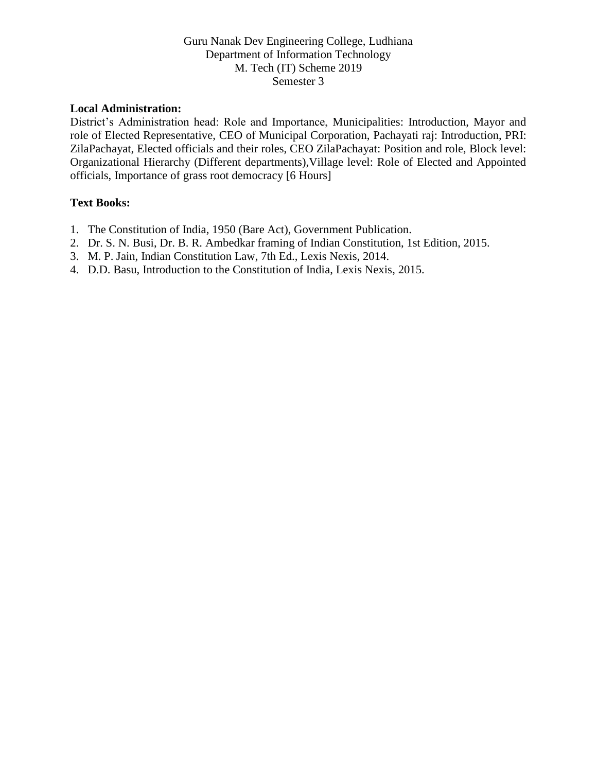**Local Administration:**

District's Administration head: Role and Importance, Municipalities: Introduction, Mayor and role of Elected Representative, CEO of Municipal Corporation, Pachayati raj: Introduction, PRI: ZilaPachayat, Elected officials and their roles, CEO ZilaPachayat: Position and role, Block level: Organizational Hierarchy (Different departments),Village level: Role of Elected and Appointed officials, Importance of grass root democracy [6 Hours]

**Text Books:**

1. The Constitution of India, 1950 (Bare Act), Government Publication.
2. Dr. S. N. Busi, Dr. B. R. Ambedkar framing of Indian Constitution, 1st Edition, 2015.
3. M. P. Jain, Indian Constitution Law, 7th Ed., Lexis Nexis, 2014.
4. D.D. Basu, Introduction to the Constitution of India, Lexis Nexis, 2015.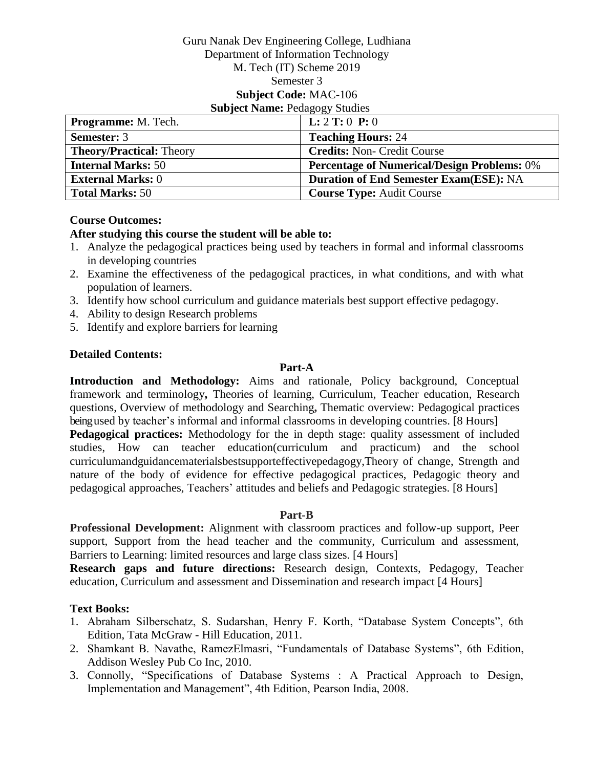Guru Nanak Dev Engineering College, Ludhiana
Department of Information Technology
M. Tech (IT) Scheme 2019
Semester 3
**Subject Code:** MAC-106
**Subject Name:** Pedagogy Studies

| **Programme:** M. Tech. | **L:** 2 **T:** 0 **P:** 0 |
|---|---|
| **Semester:** 3 | **Teaching Hours:** 24 |
| **Theory/Practical:** Theory | **Credits:** Non- Credit Course |
| **Internal Marks:** 50 | **Percentage of Numerical/Design Problems:** 0% |
| **External Marks:** 0 | **Duration of End Semester Exam(ESE):** NA |
| **Total Marks:** 50 | **Course Type:** Audit Course |

**Course Outcomes:**

**After studying this course the student will be able to:**

1. Analyze the pedagogical practices being used by teachers in formal and informal classrooms in developing countries
2. Examine the effectiveness of the pedagogical practices, in what conditions, and with what population of learners.
3. Identify how school curriculum and guidance materials best support effective pedagogy.
4. Ability to design Research problems
5. Identify and explore barriers for learning

**Detailed Contents:**

**Part-A**

**Introduction and Methodology:** Aims and rationale, Policy background, Conceptual framework and terminology**,** Theories of learning, Curriculum, Teacher education, Research questions, Overview of methodology and Searching**,** Thematic overview: Pedagogical practices beingused by teacher's informal and informal classrooms in developing countries. [8 Hours]

**Pedagogical practices:** Methodology for the in depth stage: quality assessment of included studies, How can teacher education(curriculum and practicum) and the school curriculumandguidancematerialsbestsupporteffectivepedagogy,Theory of change, Strength and nature of the body of evidence for effective pedagogical practices, Pedagogic theory and pedagogical approaches, Teachers' attitudes and beliefs and Pedagogic strategies. [8 Hours]

**Part-B**

**Professional Development:** Alignment with classroom practices and follow-up support, Peer support, Support from the head teacher and the community, Curriculum and assessment, Barriers to Learning: limited resources and large class sizes. [4 Hours]

**Research gaps and future directions:** Research design, Contexts, Pedagogy, Teacher education, Curriculum and assessment and Dissemination and research impact [4 Hours]

**Text Books:**

1. Abraham Silberschatz, S. Sudarshan, Henry F. Korth, "Database System Concepts", 6th Edition, Tata McGraw - Hill Education, 2011.
2. Shamkant B. Navathe, RamezElmasri, "Fundamentals of Database Systems", 6th Edition, Addison Wesley Pub Co Inc, 2010.
3. Connolly, "Specifications of Database Systems : A Practical Approach to Design, Implementation and Management", 4th Edition, Pearson India, 2008.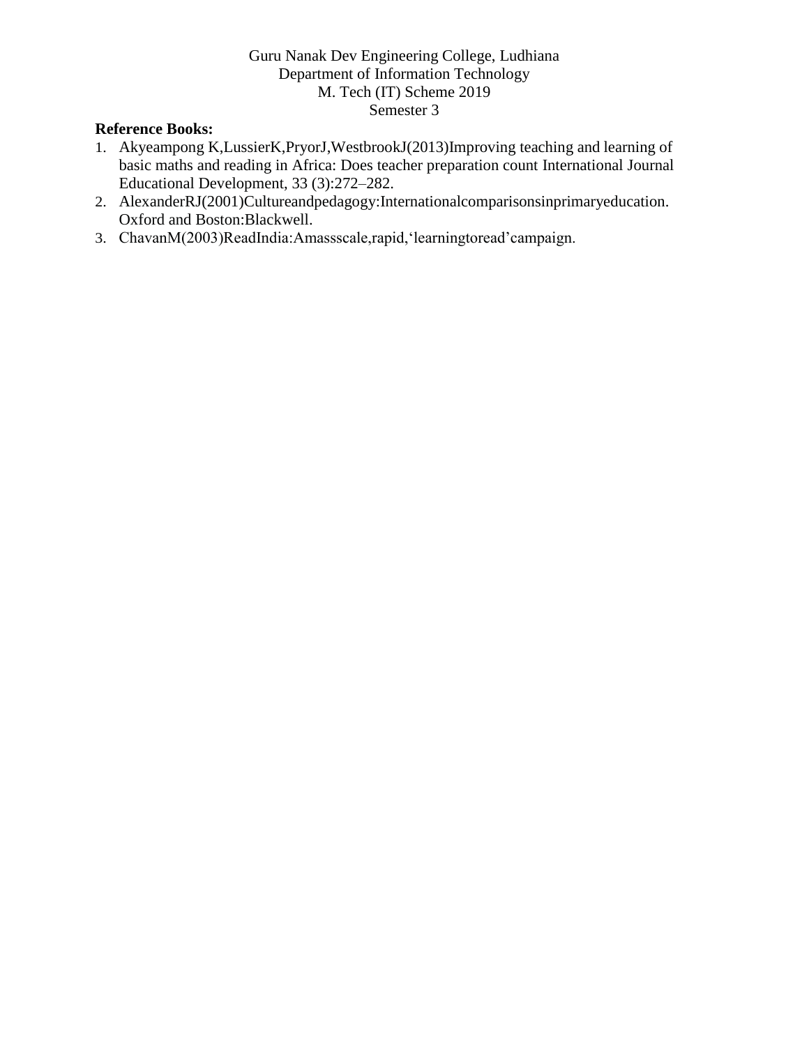**Reference Books:**

1. Akyeampong K,LussierK,PryorJ,WestbrookJ(2013)Improving teaching and learning of basic maths and reading in Africa: Does teacher preparation count International Journal Educational Development, 33 (3):272–282.
2. AlexanderRJ(2001)Cultureandpedagogy:Internationalcomparisonsinprimaryeducation. Oxford and Boston:Blackwell.
3. ChavanM(2003)ReadIndia:Amassscale,rapid,'learningtoread'campaign.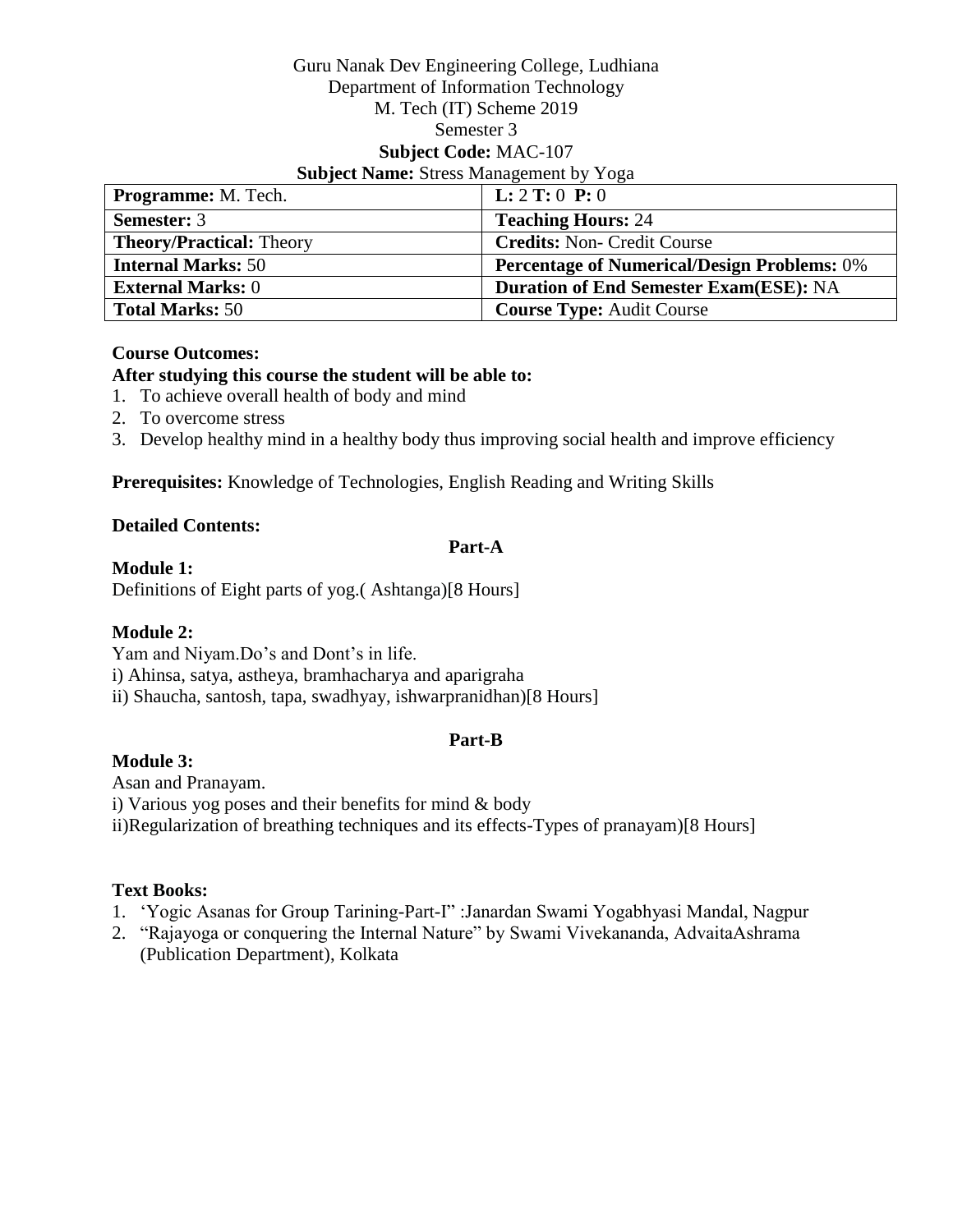Guru Nanak Dev Engineering College, Ludhiana
Department of Information Technology
M. Tech (IT) Scheme 2019
Semester 3
**Subject Code:** MAC-107
**Subject Name:** Stress Management by Yoga

| **Programme:** M. Tech. | **L:** 2 **T:** 0 **P:** 0 |
|---|---|
| **Semester:** 3 | **Teaching Hours:** 24 |
| **Theory/Practical:** Theory | **Credits:** Non- Credit Course |
| **Internal Marks:** 50 | **Percentage of Numerical/Design Problems:** 0% |
| **External Marks:** 0 | **Duration of End Semester Exam(ESE):** NA |
| **Total Marks:** 50 | **Course Type:** Audit Course |

**Course Outcomes:**

**After studying this course the student will be able to:**

1. To achieve overall health of body and mind
2. To overcome stress
3. Develop healthy mind in a healthy body thus improving social health and improve efficiency

**Prerequisites:** Knowledge of Technologies, English Reading and Writing Skills

**Detailed Contents:**

**Part-A**

**Module 1:**

Definitions of Eight parts of yog.( Ashtanga)[8 Hours]

**Module 2:**

Yam and Niyam.Do's and Dont's in life.

i) Ahinsa, satya, astheya, bramhacharya and aparigraha

ii) Shaucha, santosh, tapa, swadhyay, ishwarpranidhan)[8 Hours]

**Part-B**

**Module 3:**

Asan and Pranayam.

i) Various yog poses and their benefits for mind & body

ii)Regularization of breathing techniques and its effects-Types of pranayam)[8 Hours]

**Text Books:**

1. 'Yogic Asanas for Group Tarining-Part-I" :Janardan Swami Yogabhyasi Mandal, Nagpur
2. "Rajayoga or conquering the Internal Nature" by Swami Vivekananda, AdvaitaAshrama (Publication Department), Kolkata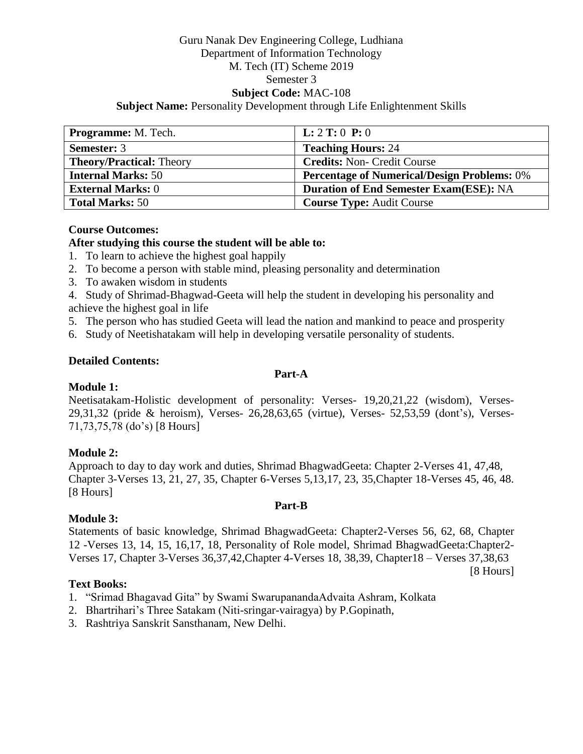Guru Nanak Dev Engineering College, Ludhiana
Department of Information Technology
M. Tech (IT) Scheme 2019
Semester 3
**Subject Code:** MAC-108
**Subject Name:** Personality Development through Life Enlightenment Skills

| | |
|---|---|
| **Programme:** M. Tech. | **L:** 2 **T:** 0 **P:** 0 |
| **Semester:** 3 | **Teaching Hours:** 24 |
| **Theory/Practical:** Theory | **Credits:** Non- Credit Course |
| **Internal Marks:** 50 | **Percentage of Numerical/Design Problems:** 0% |
| **External Marks:** 0 | **Duration of End Semester Exam(ESE):** NA |
| **Total Marks:** 50 | **Course Type:** Audit Course |

**Course Outcomes:**

**After studying this course the student will be able to:**

1. To learn to achieve the highest goal happily
2. To become a person with stable mind, pleasing personality and determination
3. To awaken wisdom in students
4. Study of Shrimad-Bhagwad-Geeta will help the student in developing his personality and achieve the highest goal in life
5. The person who has studied Geeta will lead the nation and mankind to peace and prosperity
6. Study of Neetishatakam will help in developing versatile personality of students.

**Detailed Contents:**

**Part-A**

**Module 1:**

Neetisatakam-Holistic development of personality: Verses- 19,20,21,22 (wisdom), Verses- 29,31,32 (pride & heroism), Verses- 26,28,63,65 (virtue), Verses- 52,53,59 (dont's), Verses- 71,73,75,78 (do's) [8 Hours]

**Module 2:**

Approach to day to day work and duties, Shrimad BhagwadGeeta: Chapter 2-Verses 41, 47,48, Chapter 3-Verses 13, 21, 27, 35, Chapter 6-Verses 5,13,17, 23, 35,Chapter 18-Verses 45, 46, 48. [8 Hours]

**Part-B**

**Module 3:**

Statements of basic knowledge, Shrimad BhagwadGeeta: Chapter2-Verses 56, 62, 68, Chapter 12 -Verses 13, 14, 15, 16,17, 18, Personality of Role model, Shrimad BhagwadGeeta:Chapter2-Verses 17, Chapter 3-Verses 36,37,42,Chapter 4-Verses 18, 38,39, Chapter18 – Verses 37,38,63 [8 Hours]

**Text Books:**

1. "Srimad Bhagavad Gita" by Swami SwarupanandaAdvaita Ashram, Kolkata
2. Bhartrihari's Three Satakam (Niti-sringar-vairagya) by P.Gopinath,
3. Rashtriya Sanskrit Sansthanam, New Delhi.